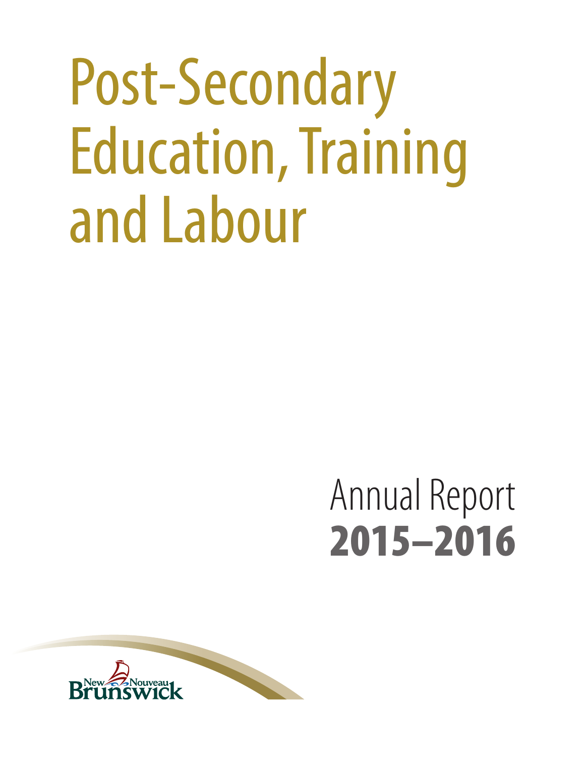# Post-Secondary Education, Training and Labour

## Annual Report 2015–2016

New Nouveau Brunswick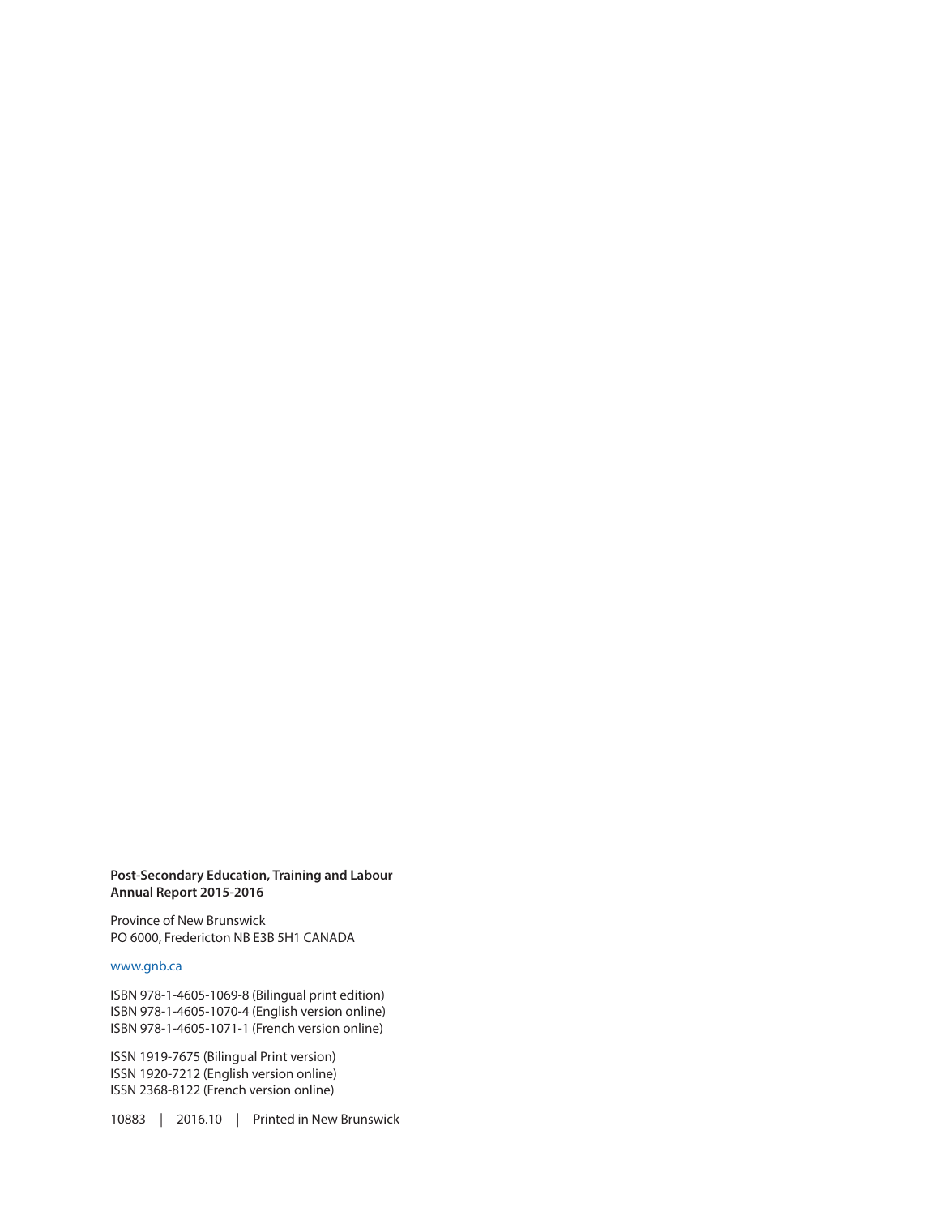**Post-Secondary Education, Training and Labour**
**Annual Report 2015-2016**

Province of New Brunswick
PO 6000, Fredericton NB E3B 5H1 CANADA

www.gnb.ca

ISBN 978-1-4605-1069-8 (Bilingual print edition)
ISBN 978-1-4605-1070-4 (English version online)
ISBN 978-1-4605-1071-1 (French version online)

ISSN 1919-7675 (Bilingual Print version)
ISSN 1920-7212 (English version online)
ISSN 2368-8122 (French version online)

10883 | 2016.10 | Printed in New Brunswick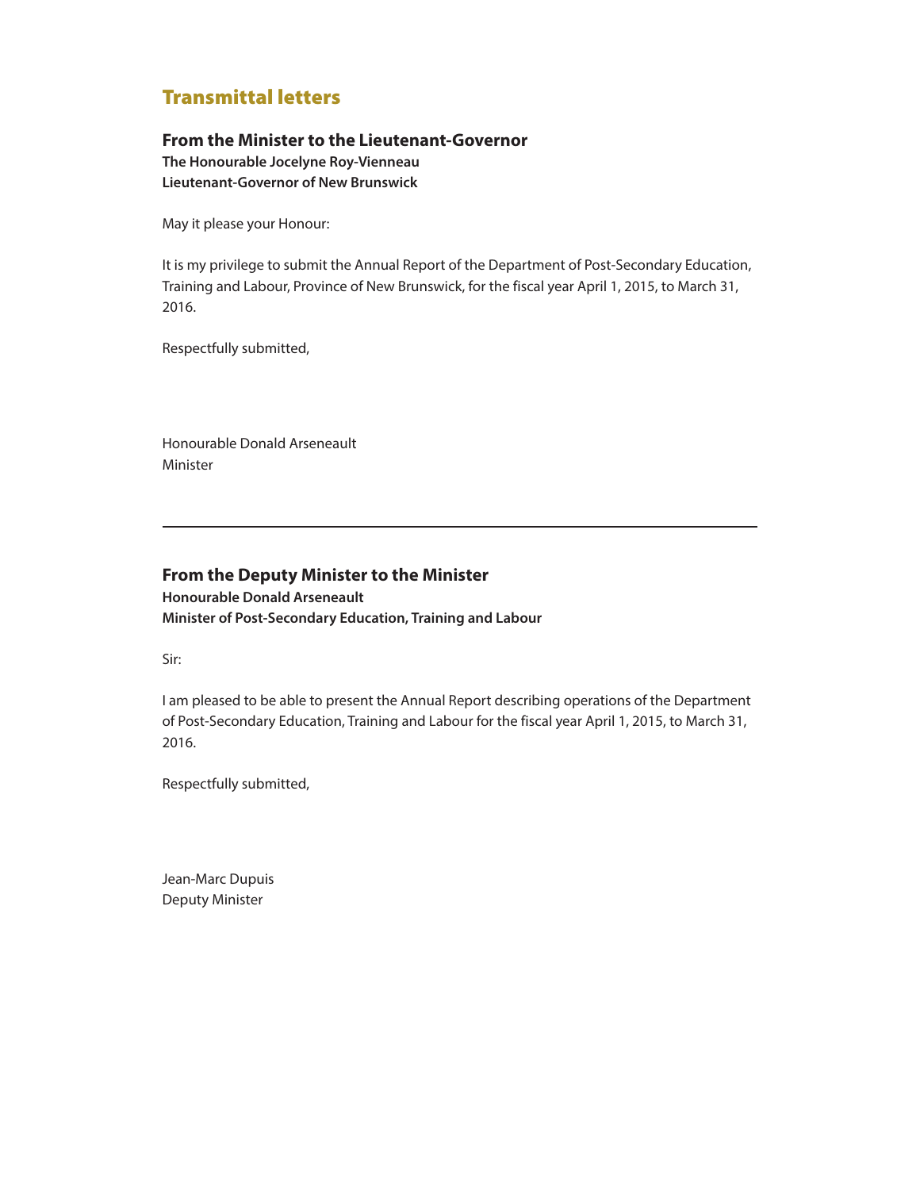# Transmittal letters

## From the Minister to the Lieutenant-Governor

**The Honourable Jocelyne Roy-Vienneau**
**Lieutenant-Governor of New Brunswick**

May it please your Honour:

It is my privilege to submit the Annual Report of the Department of Post-Secondary Education, Training and Labour, Province of New Brunswick, for the fiscal year April 1, 2015, to March 31, 2016.

Respectfully submitted,

Honourable Donald Arseneault
Minister

---

## From the Deputy Minister to the Minister

**Honourable Donald Arseneault**
**Minister of Post-Secondary Education, Training and Labour**

Sir:

I am pleased to be able to present the Annual Report describing operations of the Department of Post-Secondary Education, Training and Labour for the fiscal year April 1, 2015, to March 31, 2016.

Respectfully submitted,

Jean-Marc Dupuis
Deputy Minister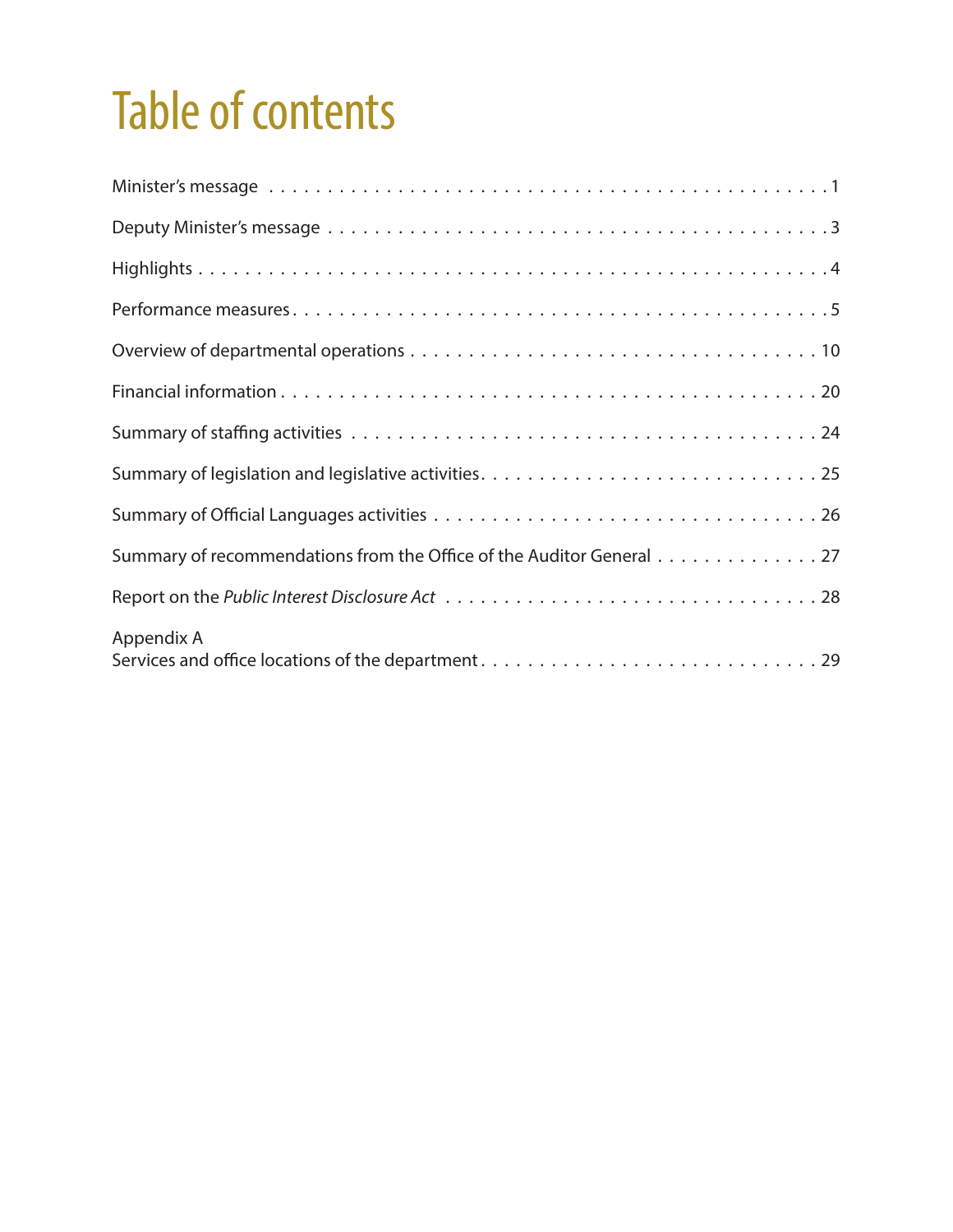# Table of contents

Minister’s message . . . . . . . . . . . . . . . . . . . . . . . . . . . . . . . . . . . . . . . . . . . 1

Deputy Minister’s message . . . . . . . . . . . . . . . . . . . . . . . . . . . . . . . . . . . . . . 3

Highlights . . . . . . . . . . . . . . . . . . . . . . . . . . . . . . . . . . . . . . . . . . . . . . . . 4

Performance measures . . . . . . . . . . . . . . . . . . . . . . . . . . . . . . . . . . . . . . . . 5

Overview of departmental operations . . . . . . . . . . . . . . . . . . . . . . . . . . . . . . . 10

Financial information . . . . . . . . . . . . . . . . . . . . . . . . . . . . . . . . . . . . . . . . . 20

Summary of staffing activities . . . . . . . . . . . . . . . . . . . . . . . . . . . . . . . . . . . 24

Summary of legislation and legislative activities . . . . . . . . . . . . . . . . . . . . . . . . 25

Summary of Official Languages activities . . . . . . . . . . . . . . . . . . . . . . . . . . . . 26

Summary of recommendations from the Office of the Auditor General . . . . . . . . . . . . 27

Report on the *Public Interest Disclosure Act* . . . . . . . . . . . . . . . . . . . . . . . . . 28

Appendix A
Services and office locations of the department . . . . . . . . . . . . . . . . . . . . . . . . 29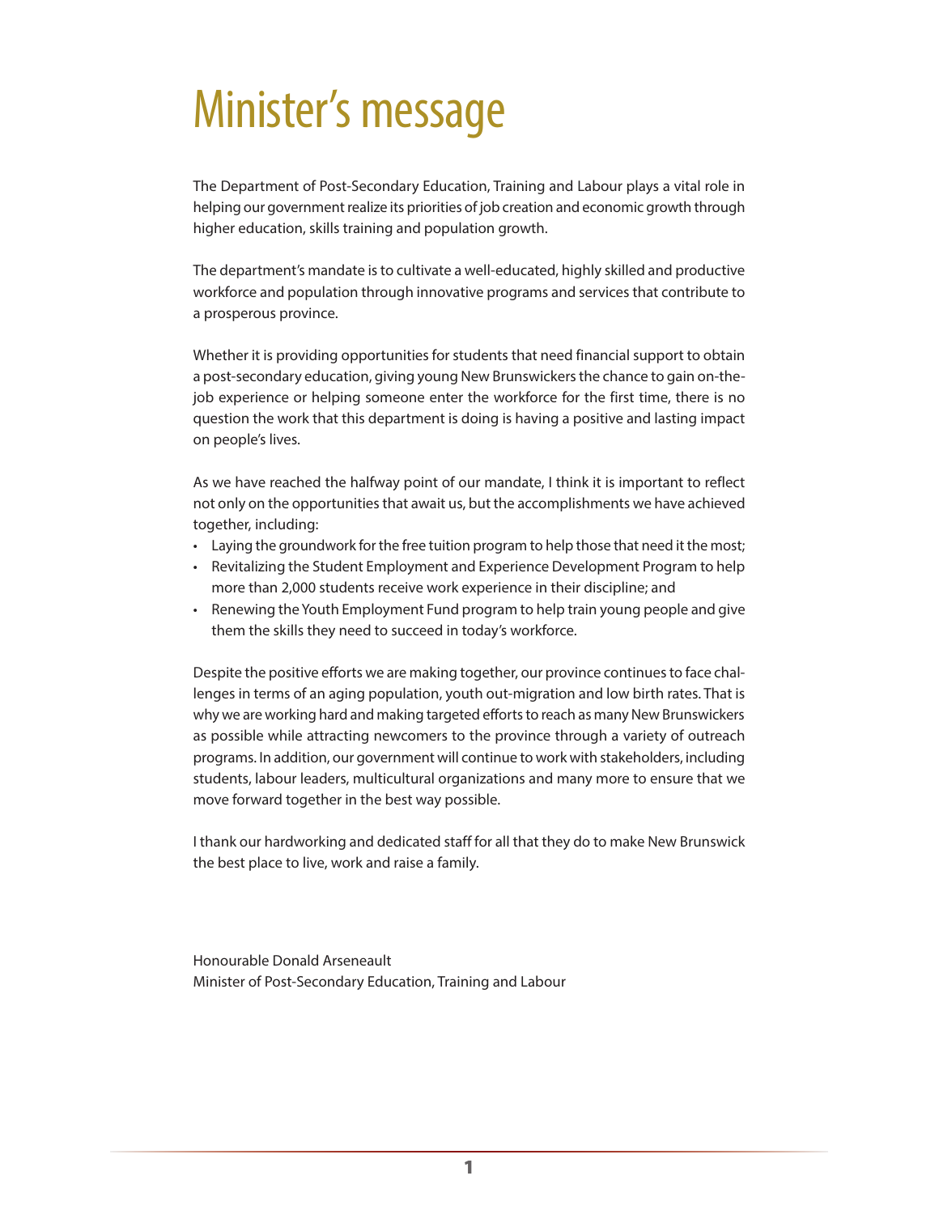# Minister's message

The Department of Post-Secondary Education, Training and Labour plays a vital role in helping our government realize its priorities of job creation and economic growth through higher education, skills training and population growth.

The department's mandate is to cultivate a well-educated, highly skilled and productive workforce and population through innovative programs and services that contribute to a prosperous province.

Whether it is providing opportunities for students that need financial support to obtain a post-secondary education, giving young New Brunswickers the chance to gain on-the-job experience or helping someone enter the workforce for the first time, there is no question the work that this department is doing is having a positive and lasting impact on people's lives.

As we have reached the halfway point of our mandate, I think it is important to reflect not only on the opportunities that await us, but the accomplishments we have achieved together, including:

- Laying the groundwork for the free tuition program to help those that need it the most;
- Revitalizing the Student Employment and Experience Development Program to help more than 2,000 students receive work experience in their discipline; and
- Renewing the Youth Employment Fund program to help train young people and give them the skills they need to succeed in today's workforce.

Despite the positive efforts we are making together, our province continues to face challenges in terms of an aging population, youth out-migration and low birth rates. That is why we are working hard and making targeted efforts to reach as many New Brunswickers as possible while attracting newcomers to the province through a variety of outreach programs. In addition, our government will continue to work with stakeholders, including students, labour leaders, multicultural organizations and many more to ensure that we move forward together in the best way possible.

I thank our hardworking and dedicated staff for all that they do to make New Brunswick the best place to live, work and raise a family.

Honourable Donald Arseneault
Minister of Post-Secondary Education, Training and Labour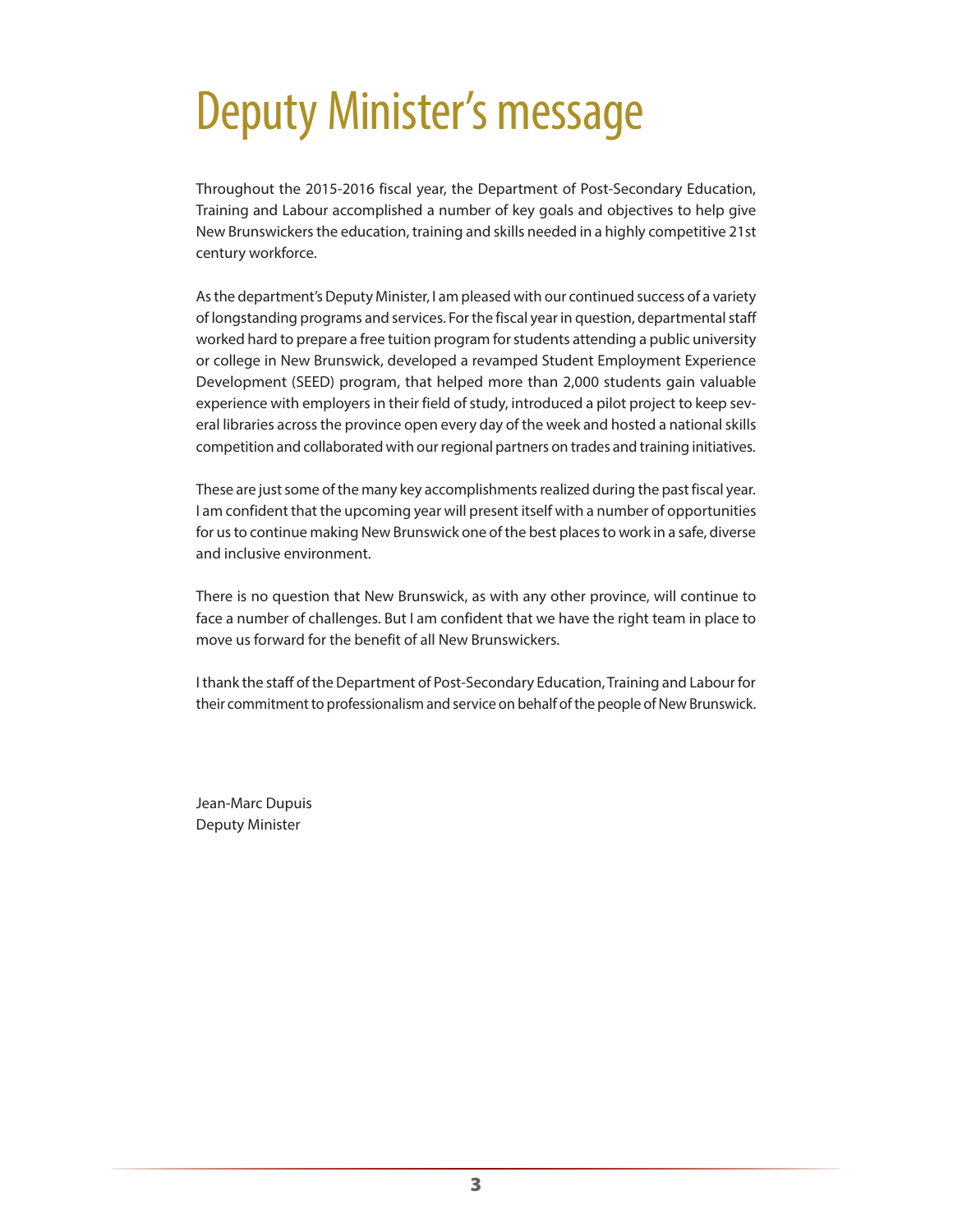# Deputy Minister's message

Throughout the 2015-2016 fiscal year, the Department of Post-Secondary Education, Training and Labour accomplished a number of key goals and objectives to help give New Brunswickers the education, training and skills needed in a highly competitive 21st century workforce.

As the department's Deputy Minister, I am pleased with our continued success of a variety of longstanding programs and services. For the fiscal year in question, departmental staff worked hard to prepare a free tuition program for students attending a public university or college in New Brunswick, developed a revamped Student Employment Experience Development (SEED) program, that helped more than 2,000 students gain valuable experience with employers in their field of study, introduced a pilot project to keep several libraries across the province open every day of the week and hosted a national skills competition and collaborated with our regional partners on trades and training initiatives.

These are just some of the many key accomplishments realized during the past fiscal year. I am confident that the upcoming year will present itself with a number of opportunities for us to continue making New Brunswick one of the best places to work in a safe, diverse and inclusive environment.

There is no question that New Brunswick, as with any other province, will continue to face a number of challenges. But I am confident that we have the right team in place to move us forward for the benefit of all New Brunswickers.

I thank the staff of the Department of Post-Secondary Education, Training and Labour for their commitment to professionalism and service on behalf of the people of New Brunswick.

Jean-Marc Dupuis
Deputy Minister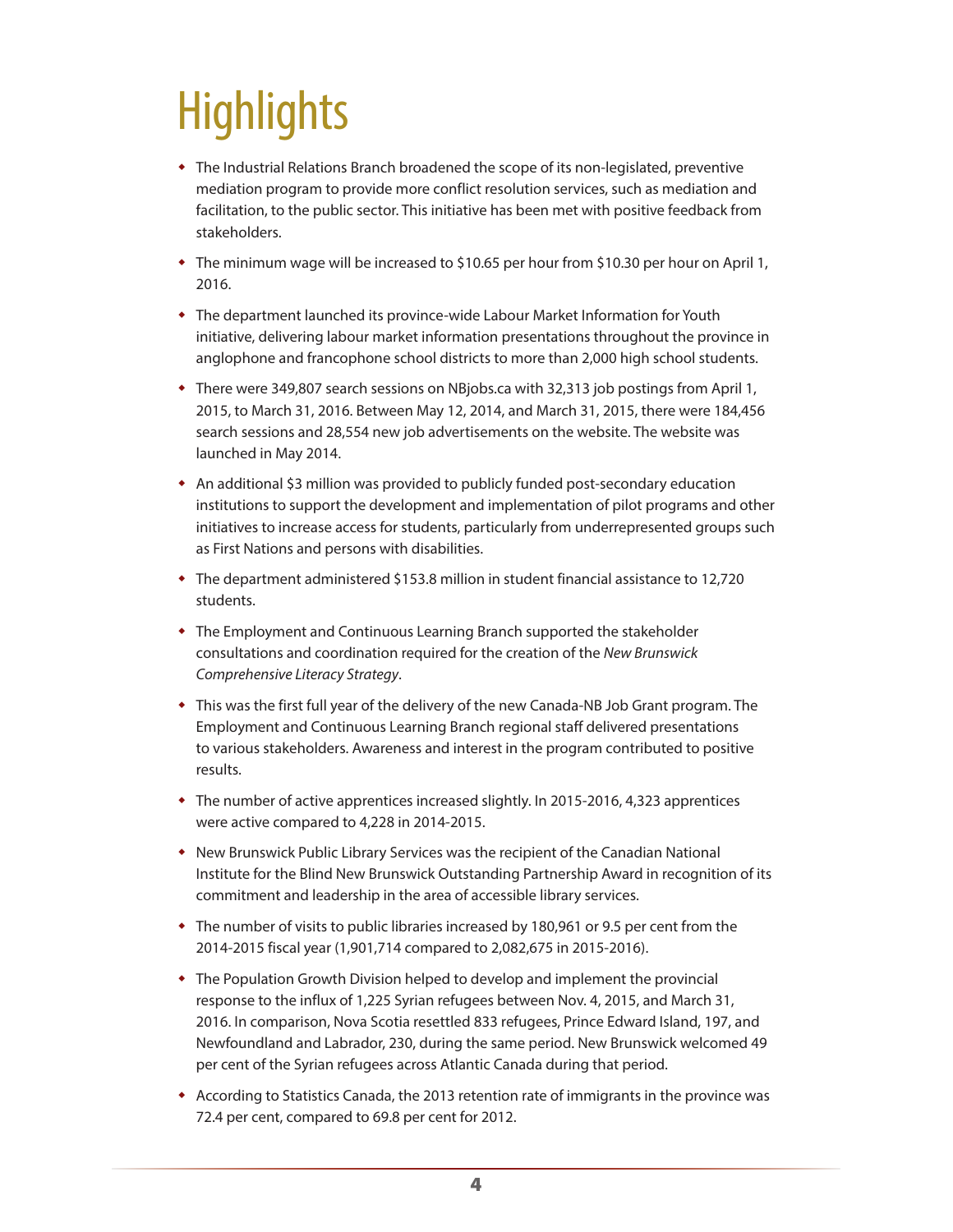# Highlights

- The Industrial Relations Branch broadened the scope of its non-legislated, preventive mediation program to provide more conflict resolution services, such as mediation and facilitation, to the public sector. This initiative has been met with positive feedback from stakeholders.
- The minimum wage will be increased to $10.65 per hour from $10.30 per hour on April 1, 2016.
- The department launched its province-wide Labour Market Information for Youth initiative, delivering labour market information presentations throughout the province in anglophone and francophone school districts to more than 2,000 high school students.
- There were 349,807 search sessions on NBjobs.ca with 32,313 job postings from April 1, 2015, to March 31, 2016. Between May 12, 2014, and March 31, 2015, there were 184,456 search sessions and 28,554 new job advertisements on the website. The website was launched in May 2014.
- An additional $3 million was provided to publicly funded post-secondary education institutions to support the development and implementation of pilot programs and other initiatives to increase access for students, particularly from underrepresented groups such as First Nations and persons with disabilities.
- The department administered $153.8 million in student financial assistance to 12,720 students.
- The Employment and Continuous Learning Branch supported the stakeholder consultations and coordination required for the creation of the *New Brunswick Comprehensive Literacy Strategy*.
- This was the first full year of the delivery of the new Canada-NB Job Grant program. The Employment and Continuous Learning Branch regional staff delivered presentations to various stakeholders. Awareness and interest in the program contributed to positive results.
- The number of active apprentices increased slightly. In 2015-2016, 4,323 apprentices were active compared to 4,228 in 2014-2015.
- New Brunswick Public Library Services was the recipient of the Canadian National Institute for the Blind New Brunswick Outstanding Partnership Award in recognition of its commitment and leadership in the area of accessible library services.
- The number of visits to public libraries increased by 180,961 or 9.5 per cent from the 2014-2015 fiscal year (1,901,714 compared to 2,082,675 in 2015-2016).
- The Population Growth Division helped to develop and implement the provincial response to the influx of 1,225 Syrian refugees between Nov. 4, 2015, and March 31, 2016. In comparison, Nova Scotia resettled 833 refugees, Prince Edward Island, 197, and Newfoundland and Labrador, 230, during the same period. New Brunswick welcomed 49 per cent of the Syrian refugees across Atlantic Canada during that period.
- According to Statistics Canada, the 2013 retention rate of immigrants in the province was 72.4 per cent, compared to 69.8 per cent for 2012.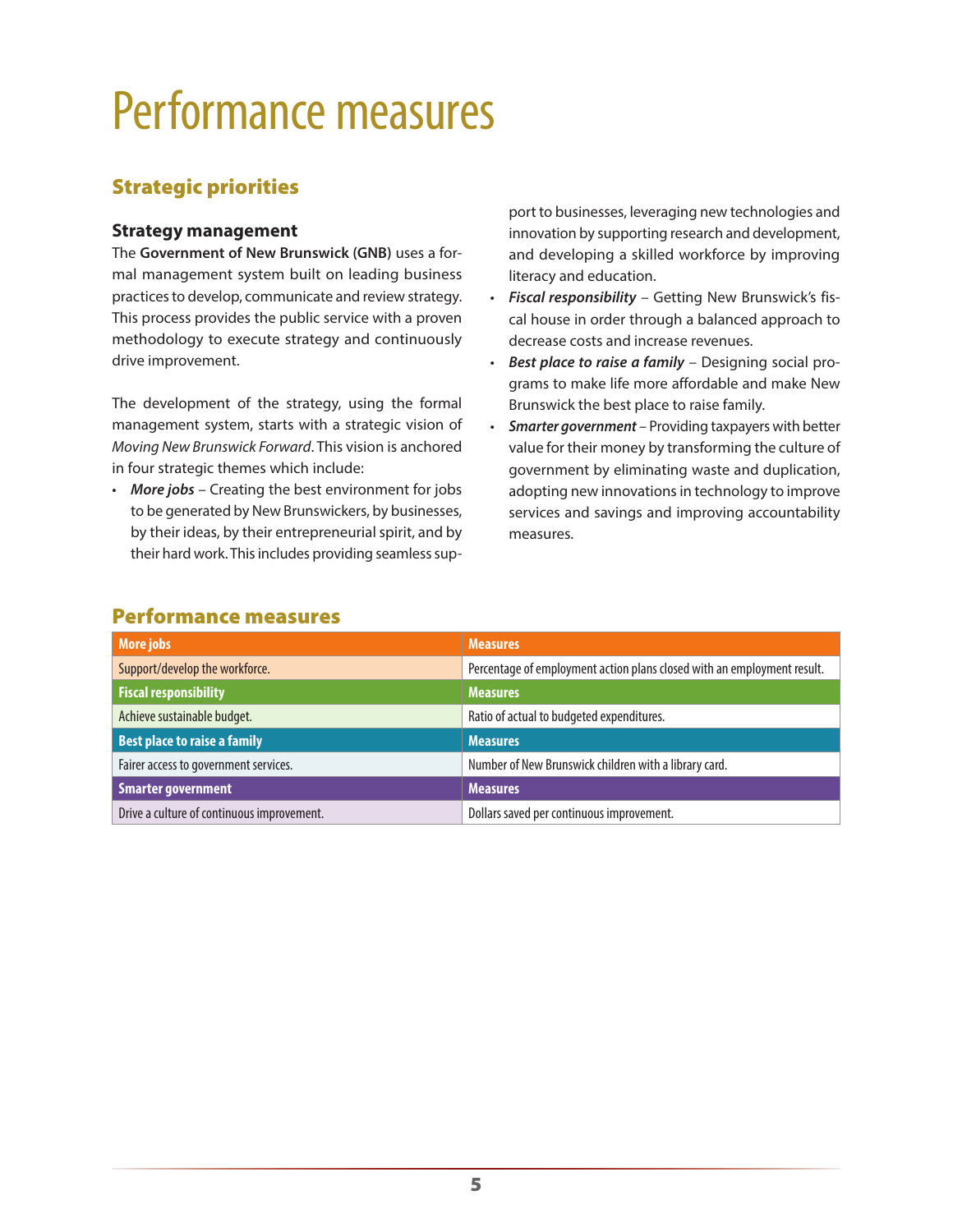# Performance measures

## Strategic priorities

### Strategy management

The **Government of New Brunswick (GNB)** uses a formal management system built on leading business practices to develop, communicate and review strategy. This process provides the public service with a proven methodology to execute strategy and continuously drive improvement.

The development of the strategy, using the formal management system, starts with a strategic vision of *Moving New Brunswick Forward*. This vision is anchored in four strategic themes which include:

- ***More jobs*** – Creating the best environment for jobs to be generated by New Brunswickers, by businesses, by their ideas, by their entrepreneurial spirit, and by their hard work. This includes providing seamless support to businesses, leveraging new technologies and innovation by supporting research and development, and developing a skilled workforce by improving literacy and education.
- ***Fiscal responsibility*** – Getting New Brunswick's fiscal house in order through a balanced approach to decrease costs and increase revenues.
- ***Best place to raise a family*** – Designing social programs to make life more affordable and make New Brunswick the best place to raise family.
- ***Smarter government*** – Providing taxpayers with better value for their money by transforming the culture of government by eliminating waste and duplication, adopting new innovations in technology to improve services and savings and improving accountability measures.

## Performance measures

| More jobs | Measures |
|---|---|
| Support/develop the workforce. | Percentage of employment action plans closed with an employment result. |
| **Fiscal responsibility** | **Measures** |
| Achieve sustainable budget. | Ratio of actual to budgeted expenditures. |
| **Best place to raise a family** | **Measures** |
| Fairer access to government services. | Number of New Brunswick children with a library card. |
| **Smarter government** | **Measures** |
| Drive a culture of continuous improvement. | Dollars saved per continuous improvement. |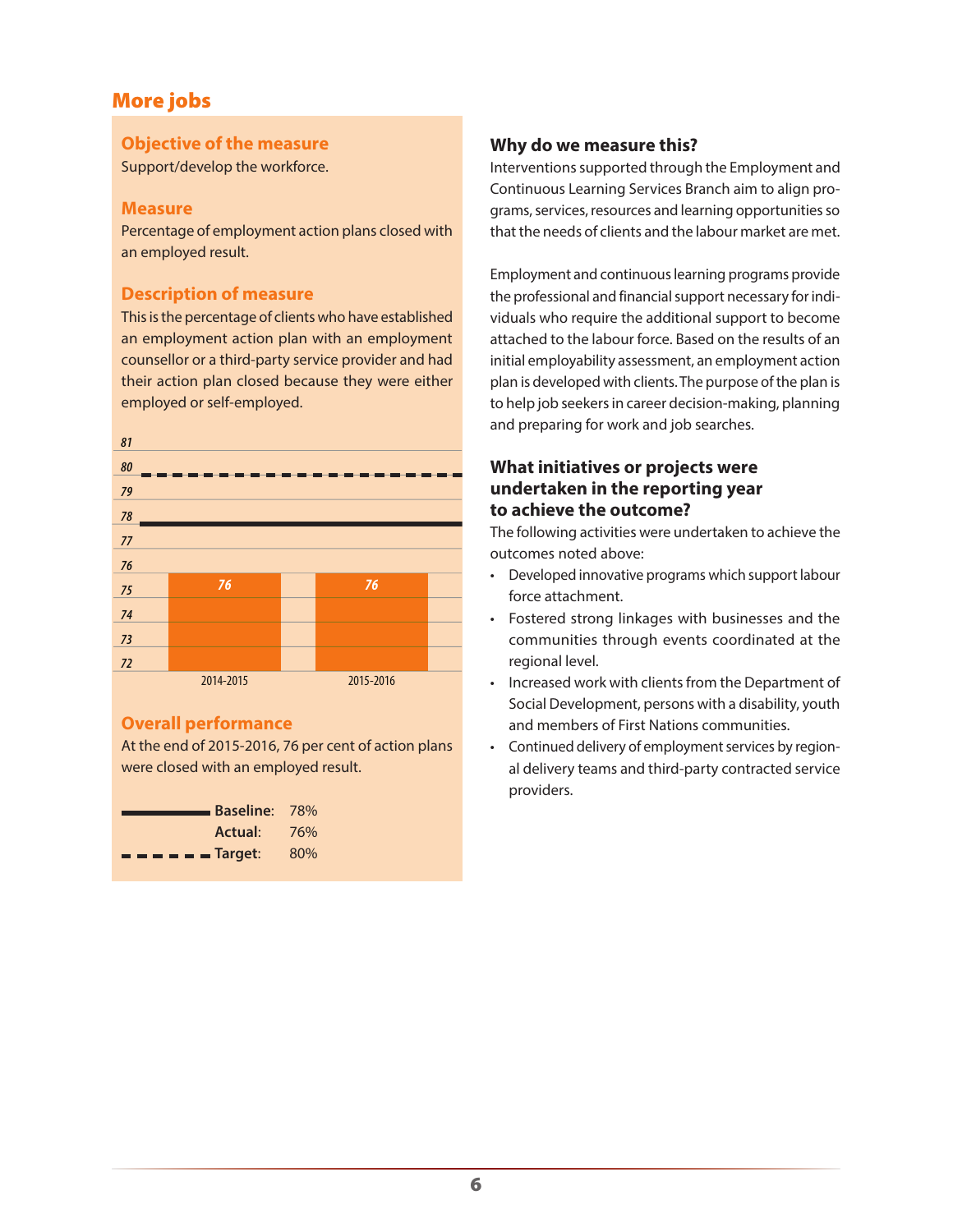## More jobs

### Objective of the measure

Support/develop the workforce.

### Measure

Percentage of employment action plans closed with an employed result.

### Description of measure

This is the percentage of clients who have established an employment action plan with an employment counsellor or a third-party service provider and had their action plan closed because they were either employed or self-employed.

| Year | Value |
|---|---|
| 2014-2015 | 76 |
| 2015-2016 | 76 |

### Overall performance

At the end of 2015-2016, 76 per cent of action plans were closed with an employed result.

**Baseline**: 78%
**Actual**: 76%
**Target**: 80%

### Why do we measure this?

Interventions supported through the Employment and Continuous Learning Services Branch aim to align programs, services, resources and learning opportunities so that the needs of clients and the labour market are met.

Employment and continuous learning programs provide the professional and financial support necessary for individuals who require the additional support to become attached to the labour force. Based on the results of an initial employability assessment, an employment action plan is developed with clients. The purpose of the plan is to help job seekers in career decision-making, planning and preparing for work and job searches.

### What initiatives or projects were undertaken in the reporting year to achieve the outcome?

The following activities were undertaken to achieve the outcomes noted above:

- Developed innovative programs which support labour force attachment.
- Fostered strong linkages with businesses and the communities through events coordinated at the regional level.
- Increased work with clients from the Department of Social Development, persons with a disability, youth and members of First Nations communities.
- Continued delivery of employment services by regional delivery teams and third-party contracted service providers.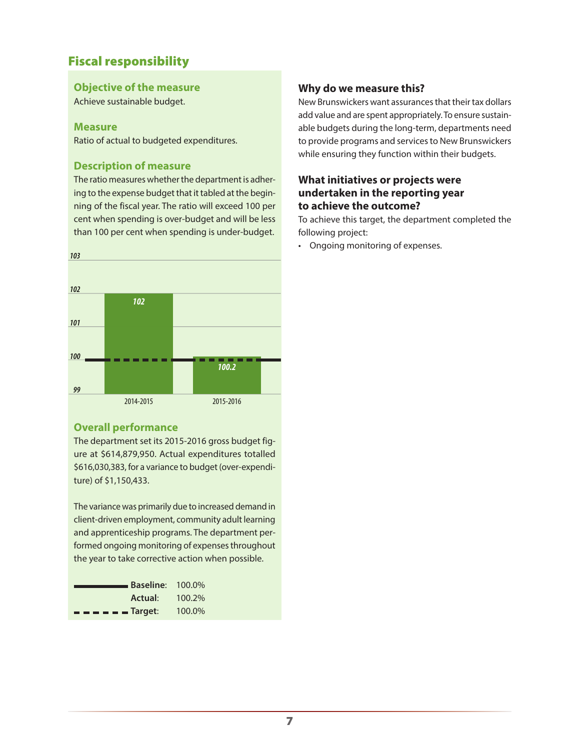## Fiscal responsibility

### Objective of the measure

Achieve sustainable budget.

### Measure

Ratio of actual to budgeted expenditures.

### Description of measure

The ratio measures whether the department is adhering to the expense budget that it tabled at the beginning of the fiscal year. The ratio will exceed 100 per cent when spending is over-budget and will be less than 100 per cent when spending is under-budget.

| Fiscal year | Ratio |
|---|---|
| 2014-2015 | 102 |
| 2015-2016 | 100.2 |

### Overall performance

The department set its 2015-2016 gross budget figure at $614,879,950. Actual expenditures totalled $616,030,383, for a variance to budget (over-expenditure) of $1,150,433.

The variance was primarily due to increased demand in client-driven employment, community adult learning and apprenticeship programs. The department performed ongoing monitoring of expenses throughout the year to take corrective action when possible.

**Baseline**: 100.0%
**Actual**: 100.2%
**Target**: 100.0%

### Why do we measure this?

New Brunswickers want assurances that their tax dollars add value and are spent appropriately. To ensure sustainable budgets during the long-term, departments need to provide programs and services to New Brunswickers while ensuring they function within their budgets.

### What initiatives or projects were undertaken in the reporting year to achieve the outcome?

To achieve this target, the department completed the following project:

- Ongoing monitoring of expenses.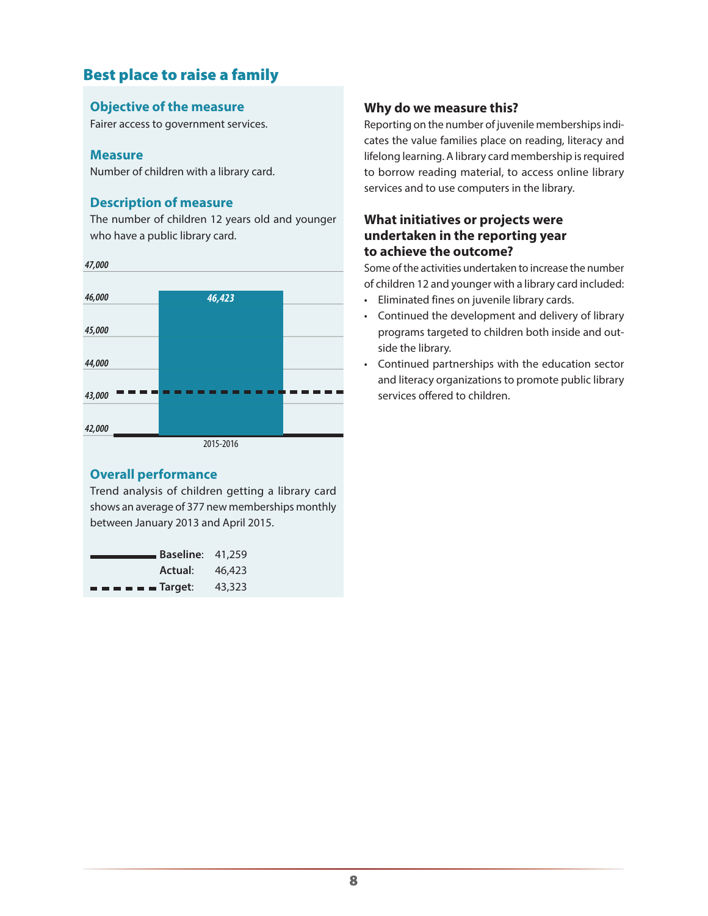## Best place to raise a family

### Objective of the measure

Fairer access to government services.

### Measure

Number of children with a library card.

### Description of measure

The number of children 12 years old and younger who have a public library card.

### Overall performance

Trend analysis of children getting a library card shows an average of 377 new memberships monthly between January 2013 and April 2015.

| | |
|---|---|
| **Baseline**: | 41,259 |
| **Actual**: | 46,423 |
| **Target**: | 43,323 |

### Why do we measure this?

Reporting on the number of juvenile memberships indicates the value families place on reading, literacy and lifelong learning. A library card membership is required to borrow reading material, to access online library services and to use computers in the library.

### What initiatives or projects were undertaken in the reporting year to achieve the outcome?

Some of the activities undertaken to increase the number of children 12 and younger with a library card included:

- Eliminated fines on juvenile library cards.
- Continued the development and delivery of library programs targeted to children both inside and outside the library.
- Continued partnerships with the education sector and literacy organizations to promote public library services offered to children.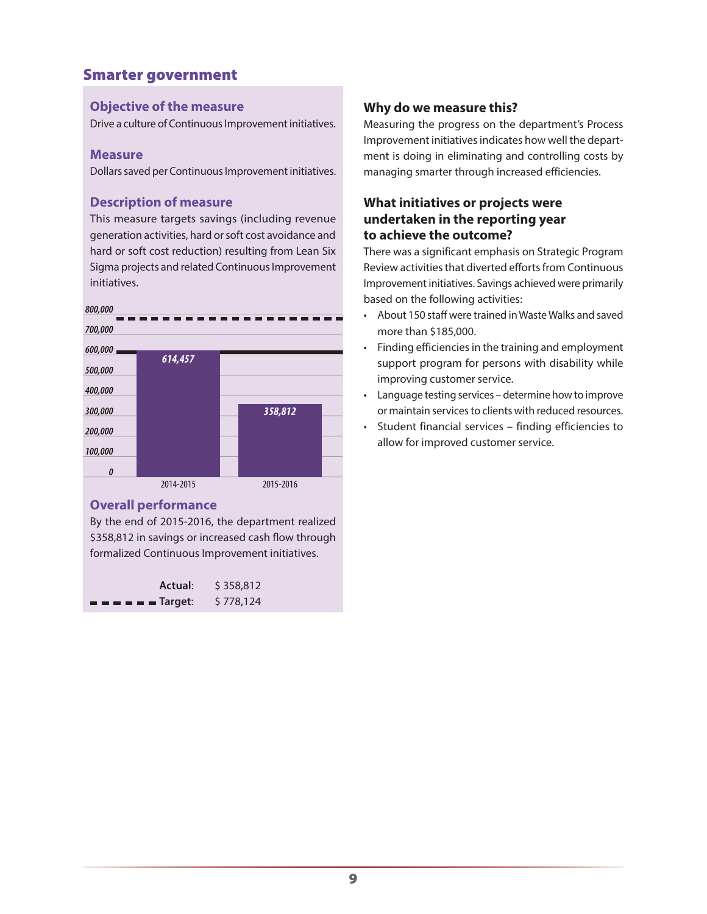## Smarter government

### Objective of the measure

Drive a culture of Continuous Improvement initiatives.

### Measure

Dollars saved per Continuous Improvement initiatives.

### Description of measure

This measure targets savings (including revenue generation activities, hard or soft cost avoidance and hard or soft cost reduction) resulting from Lean Six Sigma projects and related Continuous Improvement initiatives.

| Year | Dollars saved |
|---|---|
| 2014-2015 | 614,457 |
| 2015-2016 | 358,812 |

### Overall performance

By the end of 2015-2016, the department realized $358,812 in savings or increased cash flow through formalized Continuous Improvement initiatives.

**Actual**: $ 358,812
**Target**: $ 778,124

### Why do we measure this?

Measuring the progress on the department's Process Improvement initiatives indicates how well the department is doing in eliminating and controlling costs by managing smarter through increased efficiencies.

### What initiatives or projects were undertaken in the reporting year to achieve the outcome?

There was a significant emphasis on Strategic Program Review activities that diverted efforts from Continuous Improvement initiatives. Savings achieved were primarily based on the following activities:

- About 150 staff were trained in Waste Walks and saved more than $185,000.
- Finding efficiencies in the training and employment support program for persons with disability while improving customer service.
- Language testing services – determine how to improve or maintain services to clients with reduced resources.
- Student financial services – finding efficiencies to allow for improved customer service.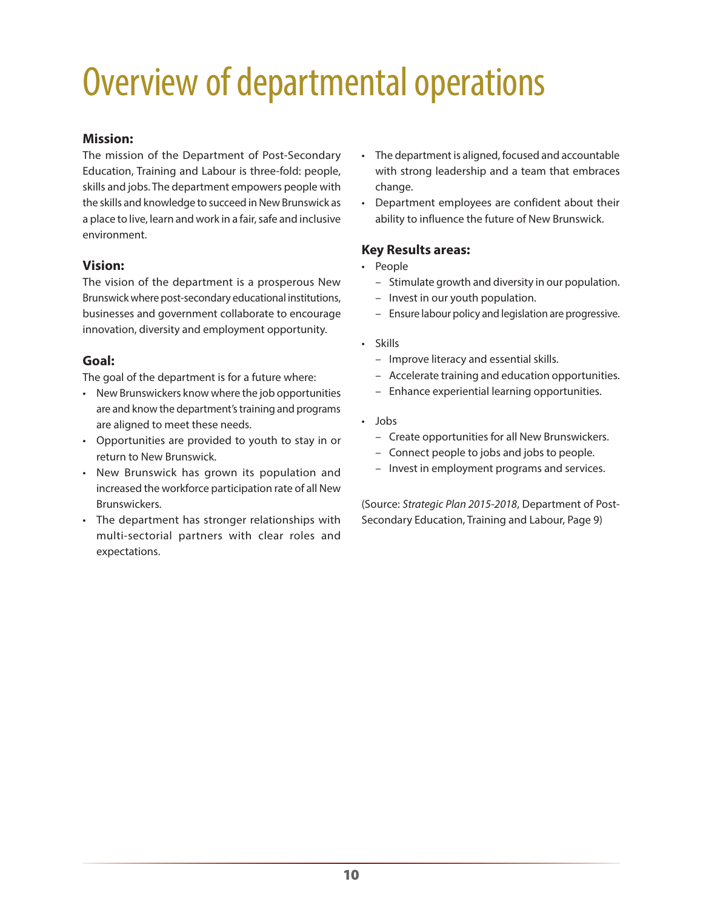# Overview of departmental operations

**Mission:**

The mission of the Department of Post-Secondary Education, Training and Labour is three-fold: people, skills and jobs. The department empowers people with the skills and knowledge to succeed in New Brunswick as a place to live, learn and work in a fair, safe and inclusive environment.

**Vision:**

The vision of the department is a prosperous New Brunswick where post-secondary educational institutions, businesses and government collaborate to encourage innovation, diversity and employment opportunity.

**Goal:**

The goal of the department is for a future where:

- New Brunswickers know where the job opportunities are and know the department's training and programs are aligned to meet these needs.
- Opportunities are provided to youth to stay in or return to New Brunswick.
- New Brunswick has grown its population and increased the workforce participation rate of all New Brunswickers.
- The department has stronger relationships with multi-sectorial partners with clear roles and expectations.
- The department is aligned, focused and accountable with strong leadership and a team that embraces change.
- Department employees are confident about their ability to influence the future of New Brunswick.

**Key Results areas:**

- People
  - Stimulate growth and diversity in our population.
  - Invest in our youth population.
  - Ensure labour policy and legislation are progressive.
- Skills
  - Improve literacy and essential skills.
  - Accelerate training and education opportunities.
  - Enhance experiential learning opportunities.
- Jobs
  - Create opportunities for all New Brunswickers.
  - Connect people to jobs and jobs to people.
  - Invest in employment programs and services.

(Source: *Strategic Plan 2015-2018*, Department of Post-Secondary Education, Training and Labour, Page 9)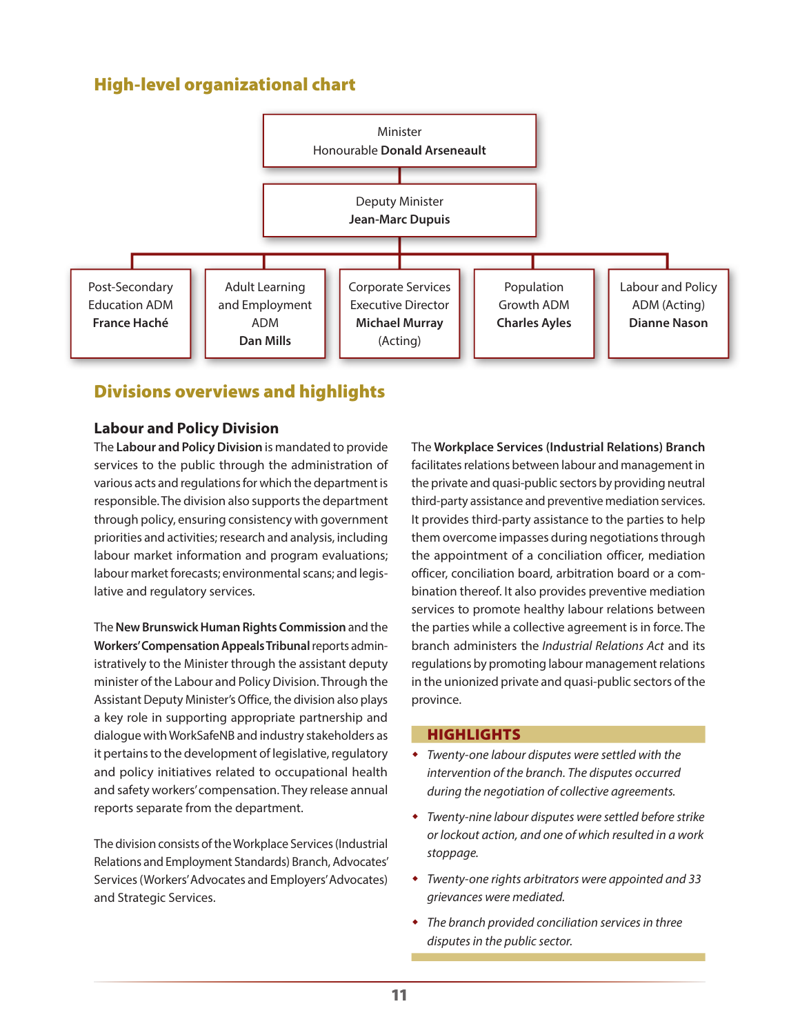## High-level organizational chart

Minister
Honourable **Donald Arseneault**

Deputy Minister
**Jean-Marc Dupuis**

- Post-Secondary Education ADM **France Haché**
- Adult Learning and Employment ADM **Dan Mills**
- Corporate Services Executive Director **Michael Murray** (Acting)
- Population Growth ADM **Charles Ayles**
- Labour and Policy ADM (Acting) **Dianne Nason**

## Divisions overviews and highlights

### Labour and Policy Division

The **Labour and Policy Division** is mandated to provide services to the public through the administration of various acts and regulations for which the department is responsible. The division also supports the department through policy, ensuring consistency with government priorities and activities; research and analysis, including labour market information and program evaluations; labour market forecasts; environmental scans; and legislative and regulatory services.

The **New Brunswick Human Rights Commission** and the **Workers' Compensation Appeals Tribunal** reports administratively to the Minister through the assistant deputy minister of the Labour and Policy Division. Through the Assistant Deputy Minister's Office, the division also plays a key role in supporting appropriate partnership and dialogue with WorkSafeNB and industry stakeholders as it pertains to the development of legislative, regulatory and policy initiatives related to occupational health and safety workers' compensation. They release annual reports separate from the department.

The division consists of the Workplace Services (Industrial Relations and Employment Standards) Branch, Advocates' Services (Workers' Advocates and Employers' Advocates) and Strategic Services.

The **Workplace Services (Industrial Relations) Branch** facilitates relations between labour and management in the private and quasi-public sectors by providing neutral third-party assistance and preventive mediation services. It provides third-party assistance to the parties to help them overcome impasses during negotiations through the appointment of a conciliation officer, mediation officer, conciliation board, arbitration board or a combination thereof. It also provides preventive mediation services to promote healthy labour relations between the parties while a collective agreement is in force. The branch administers the *Industrial Relations Act* and its regulations by promoting labour management relations in the unionized private and quasi-public sectors of the province.

**HIGHLIGHTS**

- *Twenty-one labour disputes were settled with the intervention of the branch. The disputes occurred during the negotiation of collective agreements.*
- *Twenty-nine labour disputes were settled before strike or lockout action, and one of which resulted in a work stoppage.*
- *Twenty-one rights arbitrators were appointed and 33 grievances were mediated.*
- *The branch provided conciliation services in three disputes in the public sector.*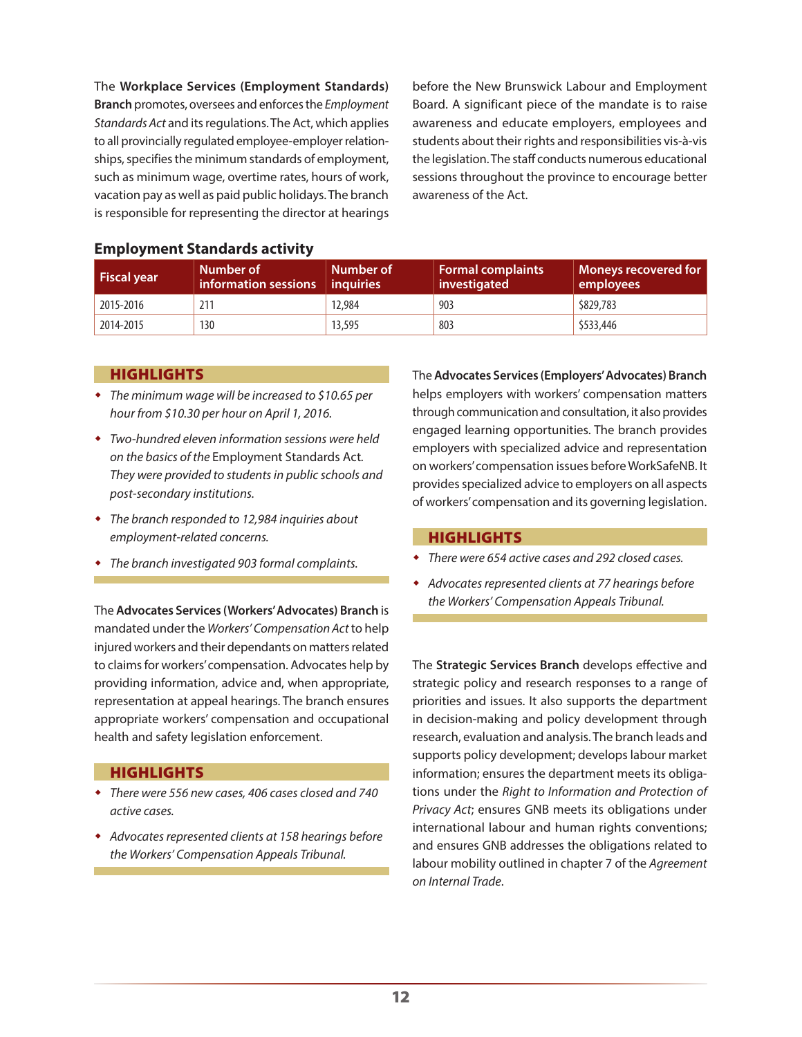The **Workplace Services (Employment Standards) Branch** promotes, oversees and enforces the *Employment Standards Act* and its regulations. The Act, which applies to all provincially regulated employee-employer relationships, specifies the minimum standards of employment, such as minimum wage, overtime rates, hours of work, vacation pay as well as paid public holidays. The branch is responsible for representing the director at hearings before the New Brunswick Labour and Employment Board. A significant piece of the mandate is to raise awareness and educate employers, employees and students about their rights and responsibilities vis-à-vis the legislation. The staff conducts numerous educational sessions throughout the province to encourage better awareness of the Act.

### Employment Standards activity

| Fiscal year | Number of information sessions | Number of inquiries | Formal complaints investigated | Moneys recovered for employees |
|---|---|---|---|---|
| 2015-2016 | 211 | 12,984 | 903 | $829,783 |
| 2014-2015 | 130 | 13,595 | 803 | $533,446 |

#### HIGHLIGHTS

- *The minimum wage will be increased to $10.65 per hour from $10.30 per hour on April 1, 2016.*
- *Two-hundred eleven information sessions were held on the basics of the* Employment Standards Act. *They were provided to students in public schools and post-secondary institutions.*
- *The branch responded to 12,984 inquiries about employment-related concerns.*
- *The branch investigated 903 formal complaints.*

The **Advocates Services (Workers' Advocates) Branch** is mandated under the *Workers' Compensation Act* to help injured workers and their dependants on matters related to claims for workers' compensation. Advocates help by providing information, advice and, when appropriate, representation at appeal hearings. The branch ensures appropriate workers' compensation and occupational health and safety legislation enforcement.

#### HIGHLIGHTS

- *There were 556 new cases, 406 cases closed and 740 active cases.*
- *Advocates represented clients at 158 hearings before the Workers' Compensation Appeals Tribunal.*

The **Advocates Services (Employers' Advocates) Branch** helps employers with workers' compensation matters through communication and consultation, it also provides engaged learning opportunities. The branch provides employers with specialized advice and representation on workers' compensation issues before WorkSafeNB. It provides specialized advice to employers on all aspects of workers' compensation and its governing legislation.

#### HIGHLIGHTS

- *There were 654 active cases and 292 closed cases.*
- *Advocates represented clients at 77 hearings before the Workers' Compensation Appeals Tribunal.*

The **Strategic Services Branch** develops effective and strategic policy and research responses to a range of priorities and issues. It also supports the department in decision-making and policy development through research, evaluation and analysis. The branch leads and supports policy development; develops labour market information; ensures the department meets its obligations under the *Right to Information and Protection of Privacy Act*; ensures GNB meets its obligations under international labour and human rights conventions; and ensures GNB addresses the obligations related to labour mobility outlined in chapter 7 of the *Agreement on Internal Trade*.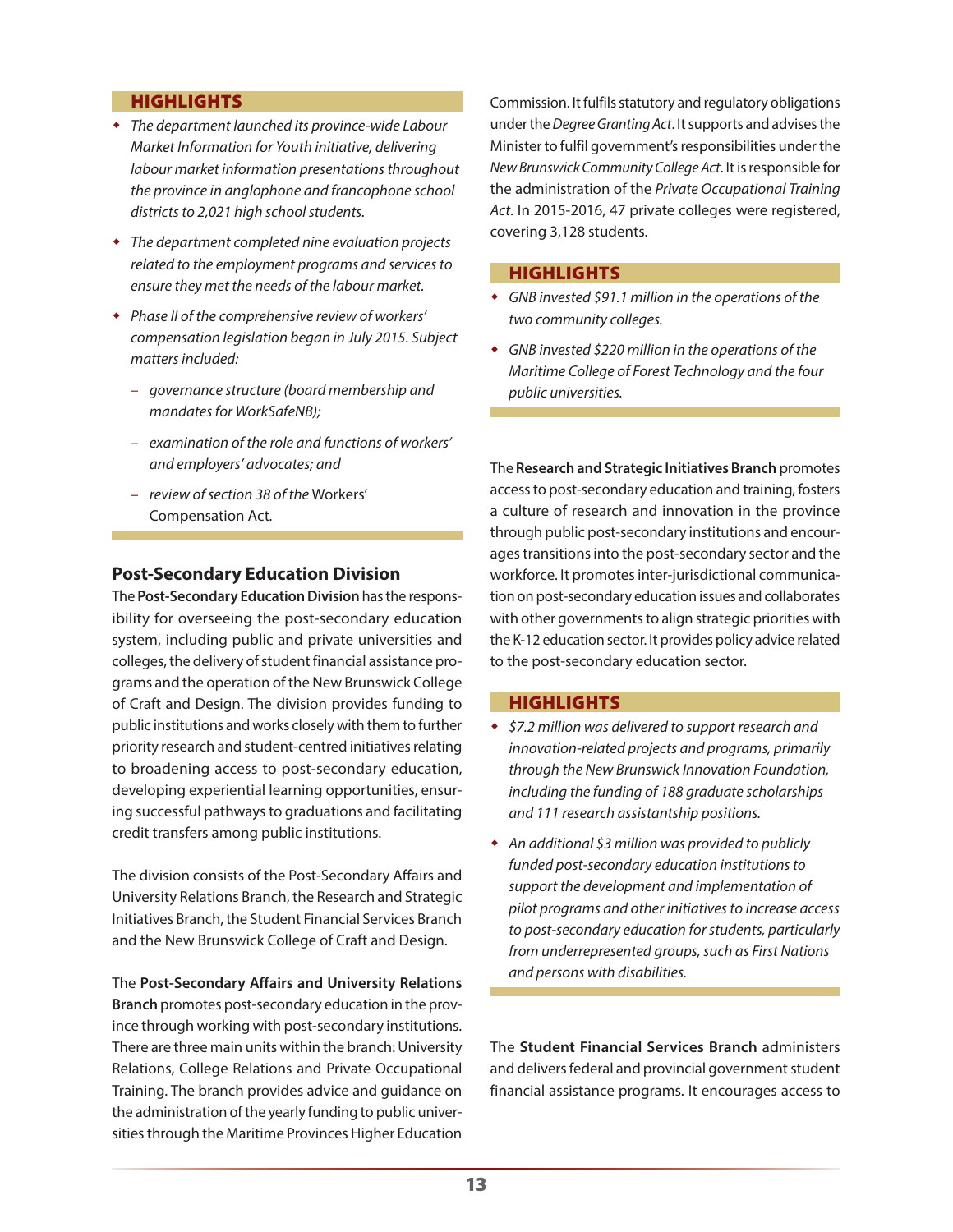### HIGHLIGHTS

- *The department launched its province-wide Labour Market Information for Youth initiative, delivering labour market information presentations throughout the province in anglophone and francophone school districts to 2,021 high school students.*
- *The department completed nine evaluation projects related to the employment programs and services to ensure they met the needs of the labour market.*
- *Phase II of the comprehensive review of workers' compensation legislation began in July 2015. Subject matters included:*
  - *governance structure (board membership and mandates for WorkSafeNB);*
  - *examination of the role and functions of workers' and employers' advocates; and*
  - *review of section 38 of the* Workers' Compensation Act.

## Post-Secondary Education Division

The **Post-Secondary Education Division** has the responsibility for overseeing the post-secondary education system, including public and private universities and colleges, the delivery of student financial assistance programs and the operation of the New Brunswick College of Craft and Design. The division provides funding to public institutions and works closely with them to further priority research and student-centred initiatives relating to broadening access to post-secondary education, developing experiential learning opportunities, ensuring successful pathways to graduations and facilitating credit transfers among public institutions.

The division consists of the Post-Secondary Affairs and University Relations Branch, the Research and Strategic Initiatives Branch, the Student Financial Services Branch and the New Brunswick College of Craft and Design.

The **Post-Secondary Affairs and University Relations Branch** promotes post-secondary education in the province through working with post-secondary institutions. There are three main units within the branch: University Relations, College Relations and Private Occupational Training. The branch provides advice and guidance on the administration of the yearly funding to public universities through the Maritime Provinces Higher Education Commission. It fulfils statutory and regulatory obligations under the *Degree Granting Act*. It supports and advises the Minister to fulfil government's responsibilities under the *New Brunswick Community College Act*. It is responsible for the administration of the *Private Occupational Training Act*. In 2015-2016, 47 private colleges were registered, covering 3,128 students.

### HIGHLIGHTS

- *GNB invested $91.1 million in the operations of the two community colleges.*
- *GNB invested $220 million in the operations of the Maritime College of Forest Technology and the four public universities.*

The **Research and Strategic Initiatives Branch** promotes access to post-secondary education and training, fosters a culture of research and innovation in the province through public post-secondary institutions and encourages transitions into the post-secondary sector and the workforce. It promotes inter-jurisdictional communication on post-secondary education issues and collaborates with other governments to align strategic priorities with the K-12 education sector. It provides policy advice related to the post-secondary education sector.

### HIGHLIGHTS

- *$7.2 million was delivered to support research and innovation-related projects and programs, primarily through the New Brunswick Innovation Foundation, including the funding of 188 graduate scholarships and 111 research assistantship positions.*
- *An additional $3 million was provided to publicly funded post-secondary education institutions to support the development and implementation of pilot programs and other initiatives to increase access to post-secondary education for students, particularly from underrepresented groups, such as First Nations and persons with disabilities.*

The **Student Financial Services Branch** administers and delivers federal and provincial government student financial assistance programs. It encourages access to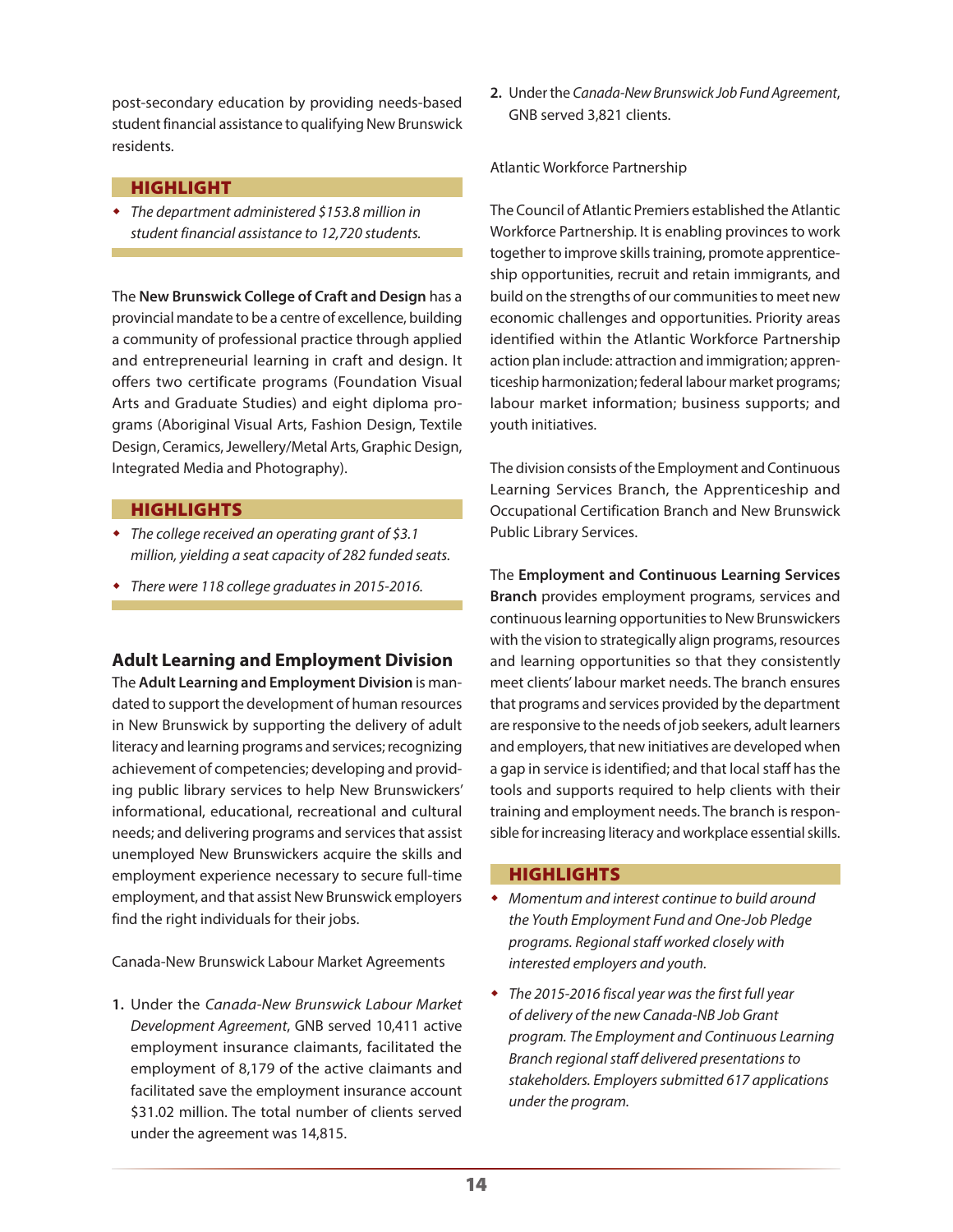post-secondary education by providing needs-based student financial assistance to qualifying New Brunswick residents.

**HIGHLIGHT**

- *The department administered $153.8 million in student financial assistance to 12,720 students.*

The **New Brunswick College of Craft and Design** has a provincial mandate to be a centre of excellence, building a community of professional practice through applied and entrepreneurial learning in craft and design. It offers two certificate programs (Foundation Visual Arts and Graduate Studies) and eight diploma programs (Aboriginal Visual Arts, Fashion Design, Textile Design, Ceramics, Jewellery/Metal Arts, Graphic Design, Integrated Media and Photography).

**HIGHLIGHTS**

- *The college received an operating grant of $3.1 million, yielding a seat capacity of 282 funded seats.*
- *There were 118 college graduates in 2015-2016.*

### Adult Learning and Employment Division

The **Adult Learning and Employment Division** is mandated to support the development of human resources in New Brunswick by supporting the delivery of adult literacy and learning programs and services; recognizing achievement of competencies; developing and providing public library services to help New Brunswickers' informational, educational, recreational and cultural needs; and delivering programs and services that assist unemployed New Brunswickers acquire the skills and employment experience necessary to secure full-time employment, and that assist New Brunswick employers find the right individuals for their jobs.

Canada-New Brunswick Labour Market Agreements

1. Under the *Canada-New Brunswick Labour Market Development Agreement*, GNB served 10,411 active employment insurance claimants, facilitated the employment of 8,179 of the active claimants and facilitated save the employment insurance account $31.02 million. The total number of clients served under the agreement was 14,815.
2. Under the *Canada-New Brunswick Job Fund Agreement*, GNB served 3,821 clients.

Atlantic Workforce Partnership

The Council of Atlantic Premiers established the Atlantic Workforce Partnership. It is enabling provinces to work together to improve skills training, promote apprenticeship opportunities, recruit and retain immigrants, and build on the strengths of our communities to meet new economic challenges and opportunities. Priority areas identified within the Atlantic Workforce Partnership action plan include: attraction and immigration; apprenticeship harmonization; federal labour market programs; labour market information; business supports; and youth initiatives.

The division consists of the Employment and Continuous Learning Services Branch, the Apprenticeship and Occupational Certification Branch and New Brunswick Public Library Services.

The **Employment and Continuous Learning Services Branch** provides employment programs, services and continuous learning opportunities to New Brunswickers with the vision to strategically align programs, resources and learning opportunities so that they consistently meet clients' labour market needs. The branch ensures that programs and services provided by the department are responsive to the needs of job seekers, adult learners and employers, that new initiatives are developed when a gap in service is identified; and that local staff has the tools and supports required to help clients with their training and employment needs. The branch is responsible for increasing literacy and workplace essential skills.

**HIGHLIGHTS**

- *Momentum and interest continue to build around the Youth Employment Fund and One-Job Pledge programs. Regional staff worked closely with interested employers and youth.*
- *The 2015-2016 fiscal year was the first full year of delivery of the new Canada-NB Job Grant program. The Employment and Continuous Learning Branch regional staff delivered presentations to stakeholders. Employers submitted 617 applications under the program.*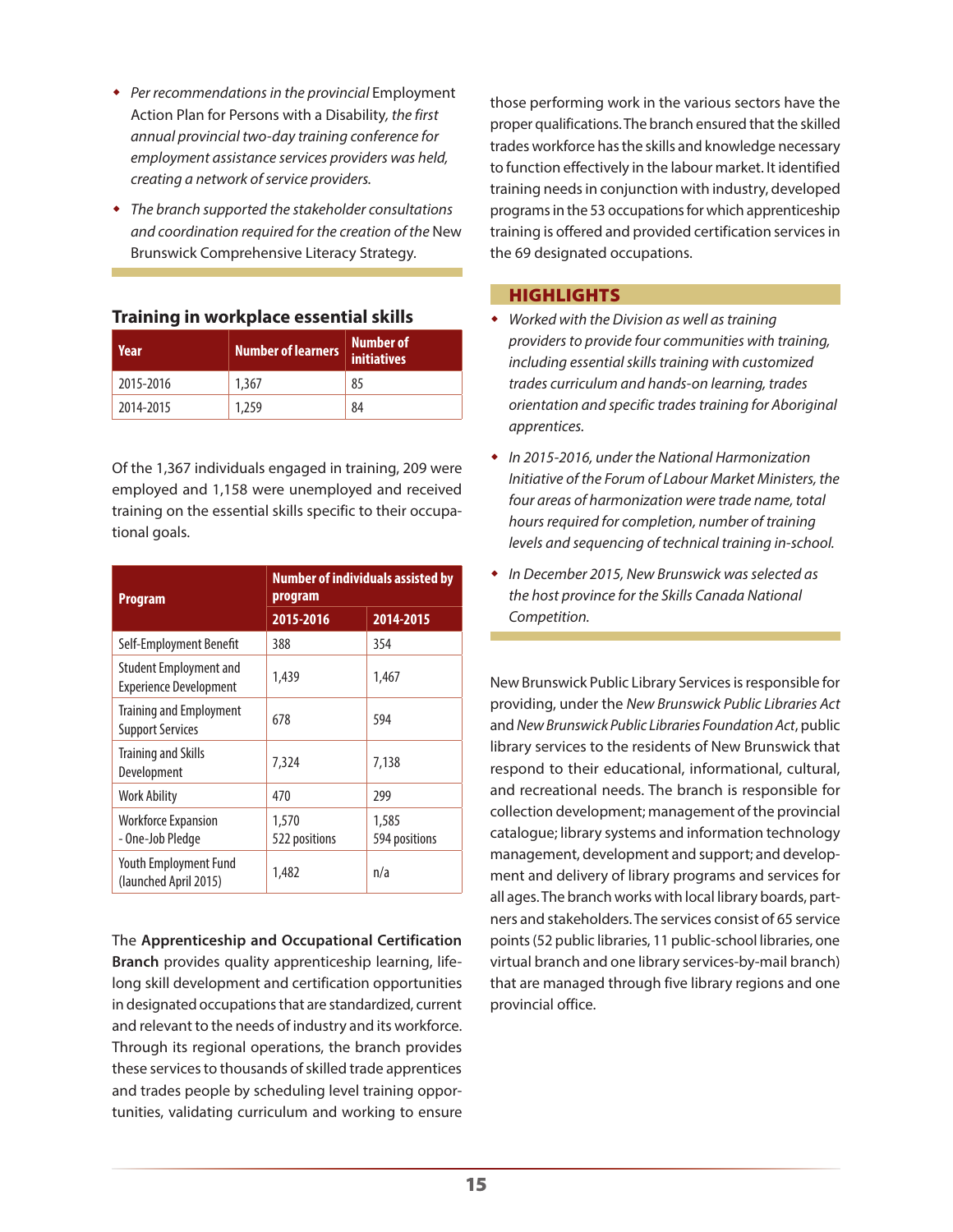- *Per recommendations in the provincial* Employment Action Plan for Persons with a Disability, *the first annual provincial two-day training conference for employment assistance services providers was held, creating a network of service providers.*
- *The branch supported the stakeholder consultations and coordination required for the creation of the* New Brunswick Comprehensive Literacy Strategy.

### Training in workplace essential skills

| Year | Number of learners | Number of initiatives |
|---|---|---|
| 2015-2016 | 1,367 | 85 |
| 2014-2015 | 1,259 | 84 |

Of the 1,367 individuals engaged in training, 209 were employed and 1,158 were unemployed and received training on the essential skills specific to their occupational goals.

| Program | Number of individuals assisted by program | |
|---|---|---|
| | 2015-2016 | 2014-2015 |
| Self-Employment Benefit | 388 | 354 |
| Student Employment and Experience Development | 1,439 | 1,467 |
| Training and Employment Support Services | 678 | 594 |
| Training and Skills Development | 7,324 | 7,138 |
| Work Ability | 470 | 299 |
| Workforce Expansion - One-Job Pledge | 1,570 522 positions | 1,585 594 positions |
| Youth Employment Fund (launched April 2015) | 1,482 | n/a |

The **Apprenticeship and Occupational Certification Branch** provides quality apprenticeship learning, lifelong skill development and certification opportunities in designated occupations that are standardized, current and relevant to the needs of industry and its workforce. Through its regional operations, the branch provides these services to thousands of skilled trade apprentices and trades people by scheduling level training opportunities, validating curriculum and working to ensure those performing work in the various sectors have the proper qualifications. The branch ensured that the skilled trades workforce has the skills and knowledge necessary to function effectively in the labour market. It identified training needs in conjunction with industry, developed programs in the 53 occupations for which apprenticeship training is offered and provided certification services in the 69 designated occupations.

## HIGHLIGHTS

- *Worked with the Division as well as training providers to provide four communities with training, including essential skills training with customized trades curriculum and hands-on learning, trades orientation and specific trades training for Aboriginal apprentices.*
- *In 2015-2016, under the National Harmonization Initiative of the Forum of Labour Market Ministers, the four areas of harmonization were trade name, total hours required for completion, number of training levels and sequencing of technical training in-school.*
- *In December 2015, New Brunswick was selected as the host province for the Skills Canada National Competition.*

New Brunswick Public Library Services is responsible for providing, under the *New Brunswick Public Libraries Act* and *New Brunswick Public Libraries Foundation Act*, public library services to the residents of New Brunswick that respond to their educational, informational, cultural, and recreational needs. The branch is responsible for collection development; management of the provincial catalogue; library systems and information technology management, development and support; and development and delivery of library programs and services for all ages. The branch works with local library boards, partners and stakeholders. The services consist of 65 service points (52 public libraries, 11 public-school libraries, one virtual branch and one library services-by-mail branch) that are managed through five library regions and one provincial office.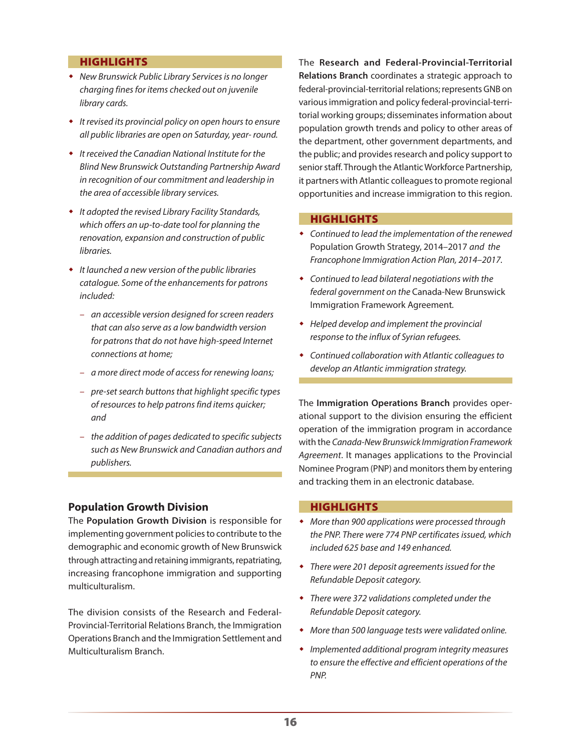### HIGHLIGHTS

- *New Brunswick Public Library Services is no longer charging fines for items checked out on juvenile library cards.*
- *It revised its provincial policy on open hours to ensure all public libraries are open on Saturday, year- round.*
- *It received the Canadian National Institute for the Blind New Brunswick Outstanding Partnership Award in recognition of our commitment and leadership in the area of accessible library services.*
- *It adopted the revised Library Facility Standards, which offers an up-to-date tool for planning the renovation, expansion and construction of public libraries.*
- *It launched a new version of the public libraries catalogue. Some of the enhancements for patrons included:*
  - *an accessible version designed for screen readers that can also serve as a low bandwidth version for patrons that do not have high-speed Internet connections at home;*
  - *a more direct mode of access for renewing loans;*
  - *pre-set search buttons that highlight specific types of resources to help patrons find items quicker; and*
  - *the addition of pages dedicated to specific subjects such as New Brunswick and Canadian authors and publishers.*

## Population Growth Division

The **Population Growth Division** is responsible for implementing government policies to contribute to the demographic and economic growth of New Brunswick through attracting and retaining immigrants, repatriating, increasing francophone immigration and supporting multiculturalism.

The division consists of the Research and Federal-Provincial-Territorial Relations Branch, the Immigration Operations Branch and the Immigration Settlement and Multiculturalism Branch.

The **Research and Federal-Provincial-Territorial Relations Branch** coordinates a strategic approach to federal-provincial-territorial relations; represents GNB on various immigration and policy federal-provincial-territorial working groups; disseminates information about population growth trends and policy to other areas of the department, other government departments, and the public; and provides research and policy support to senior staff. Through the Atlantic Workforce Partnership, it partners with Atlantic colleagues to promote regional opportunities and increase immigration to this region.

### HIGHLIGHTS

- *Continued to lead the implementation of the renewed* Population Growth Strategy, 2014–2017 *and the Francophone Immigration Action Plan, 2014–2017.*
- *Continued to lead bilateral negotiations with the federal government on the* Canada-New Brunswick Immigration Framework Agreement*.*
- *Helped develop and implement the provincial response to the influx of Syrian refugees.*
- *Continued collaboration with Atlantic colleagues to develop an Atlantic immigration strategy.*

The **Immigration Operations Branch** provides operational support to the division ensuring the efficient operation of the immigration program in accordance with the *Canada-New Brunswick Immigration Framework Agreement*. It manages applications to the Provincial Nominee Program (PNP) and monitors them by entering and tracking them in an electronic database.

### HIGHLIGHTS

- *More than 900 applications were processed through the PNP. There were 774 PNP certificates issued, which included 625 base and 149 enhanced.*
- *There were 201 deposit agreements issued for the Refundable Deposit category.*
- *There were 372 validations completed under the Refundable Deposit category.*
- *More than 500 language tests were validated online.*
- *Implemented additional program integrity measures to ensure the effective and efficient operations of the PNP.*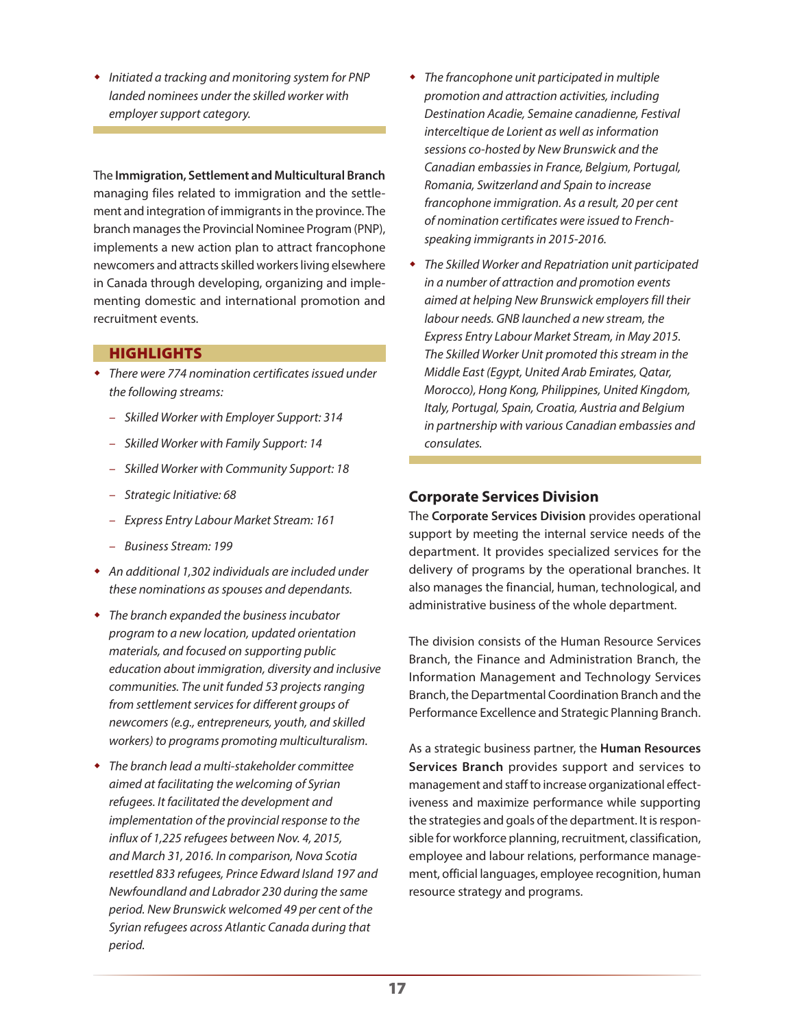- *Initiated a tracking and monitoring system for PNP landed nominees under the skilled worker with employer support category.*

The **Immigration, Settlement and Multicultural Branch** managing files related to immigration and the settlement and integration of immigrants in the province. The branch manages the Provincial Nominee Program (PNP), implements a new action plan to attract francophone newcomers and attracts skilled workers living elsewhere in Canada through developing, organizing and implementing domestic and international promotion and recruitment events.

### HIGHLIGHTS

- *There were 774 nomination certificates issued under the following streams:*
  - *Skilled Worker with Employer Support: 314*
  - *Skilled Worker with Family Support: 14*
  - *Skilled Worker with Community Support: 18*
  - *Strategic Initiative: 68*
  - *Express Entry Labour Market Stream: 161*
  - *Business Stream: 199*
- *An additional 1,302 individuals are included under these nominations as spouses and dependants.*
- *The branch expanded the business incubator program to a new location, updated orientation materials, and focused on supporting public education about immigration, diversity and inclusive communities. The unit funded 53 projects ranging from settlement services for different groups of newcomers (e.g., entrepreneurs, youth, and skilled workers) to programs promoting multiculturalism.*
- *The branch lead a multi-stakeholder committee aimed at facilitating the welcoming of Syrian refugees. It facilitated the development and implementation of the provincial response to the influx of 1,225 refugees between Nov. 4, 2015, and March 31, 2016. In comparison, Nova Scotia resettled 833 refugees, Prince Edward Island 197 and Newfoundland and Labrador 230 during the same period. New Brunswick welcomed 49 per cent of the Syrian refugees across Atlantic Canada during that period.*
- *The francophone unit participated in multiple promotion and attraction activities, including Destination Acadie, Semaine canadienne, Festival interceltique de Lorient as well as information sessions co-hosted by New Brunswick and the Canadian embassies in France, Belgium, Portugal, Romania, Switzerland and Spain to increase francophone immigration. As a result, 20 per cent of nomination certificates were issued to French-speaking immigrants in 2015-2016.*
- *The Skilled Worker and Repatriation unit participated in a number of attraction and promotion events aimed at helping New Brunswick employers fill their labour needs. GNB launched a new stream, the Express Entry Labour Market Stream, in May 2015. The Skilled Worker Unit promoted this stream in the Middle East (Egypt, United Arab Emirates, Qatar, Morocco), Hong Kong, Philippines, United Kingdom, Italy, Portugal, Spain, Croatia, Austria and Belgium in partnership with various Canadian embassies and consulates.*

## Corporate Services Division

The **Corporate Services Division** provides operational support by meeting the internal service needs of the department. It provides specialized services for the delivery of programs by the operational branches. It also manages the financial, human, technological, and administrative business of the whole department.

The division consists of the Human Resource Services Branch, the Finance and Administration Branch, the Information Management and Technology Services Branch, the Departmental Coordination Branch and the Performance Excellence and Strategic Planning Branch.

As a strategic business partner, the **Human Resources Services Branch** provides support and services to management and staff to increase organizational effectiveness and maximize performance while supporting the strategies and goals of the department. It is responsible for workforce planning, recruitment, classification, employee and labour relations, performance management, official languages, employee recognition, human resource strategy and programs.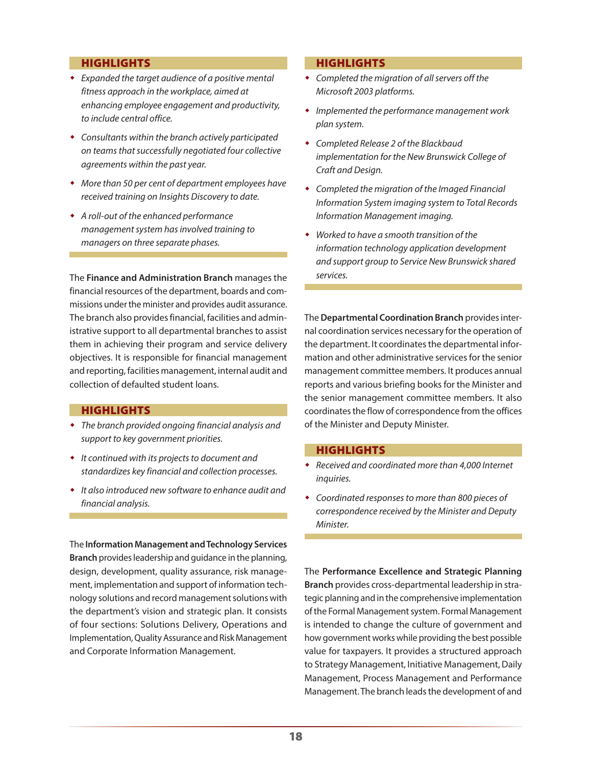### HIGHLIGHTS

- *Expanded the target audience of a positive mental fitness approach in the workplace, aimed at enhancing employee engagement and productivity, to include central office.*
- *Consultants within the branch actively participated on teams that successfully negotiated four collective agreements within the past year.*
- *More than 50 per cent of department employees have received training on Insights Discovery to date.*
- *A roll-out of the enhanced performance management system has involved training to managers on three separate phases.*

The **Finance and Administration Branch** manages the financial resources of the department, boards and commissions under the minister and provides audit assurance. The branch also provides financial, facilities and administrative support to all departmental branches to assist them in achieving their program and service delivery objectives. It is responsible for financial management and reporting, facilities management, internal audit and collection of defaulted student loans.

### HIGHLIGHTS

- *The branch provided ongoing financial analysis and support to key government priorities.*
- *It continued with its projects to document and standardizes key financial and collection processes.*
- *It also introduced new software to enhance audit and financial analysis.*

The **Information Management and Technology Services Branch** provides leadership and guidance in the planning, design, development, quality assurance, risk management, implementation and support of information technology solutions and record management solutions with the department's vision and strategic plan. It consists of four sections: Solutions Delivery, Operations and Implementation, Quality Assurance and Risk Management and Corporate Information Management.

### HIGHLIGHTS

- *Completed the migration of all servers off the Microsoft 2003 platforms.*
- *Implemented the performance management work plan system.*
- *Completed Release 2 of the Blackbaud implementation for the New Brunswick College of Craft and Design.*
- *Completed the migration of the Imaged Financial Information System imaging system to Total Records Information Management imaging.*
- *Worked to have a smooth transition of the information technology application development and support group to Service New Brunswick shared services.*

The **Departmental Coordination Branch** provides internal coordination services necessary for the operation of the department. It coordinates the departmental information and other administrative services for the senior management committee members. It produces annual reports and various briefing books for the Minister and the senior management committee members. It also coordinates the flow of correspondence from the offices of the Minister and Deputy Minister.

### HIGHLIGHTS

- *Received and coordinated more than 4,000 Internet inquiries.*
- *Coordinated responses to more than 800 pieces of correspondence received by the Minister and Deputy Minister.*

The **Performance Excellence and Strategic Planning Branch** provides cross-departmental leadership in strategic planning and in the comprehensive implementation of the Formal Management system. Formal Management is intended to change the culture of government and how government works while providing the best possible value for taxpayers. It provides a structured approach to Strategy Management, Initiative Management, Daily Management, Process Management and Performance Management. The branch leads the development of and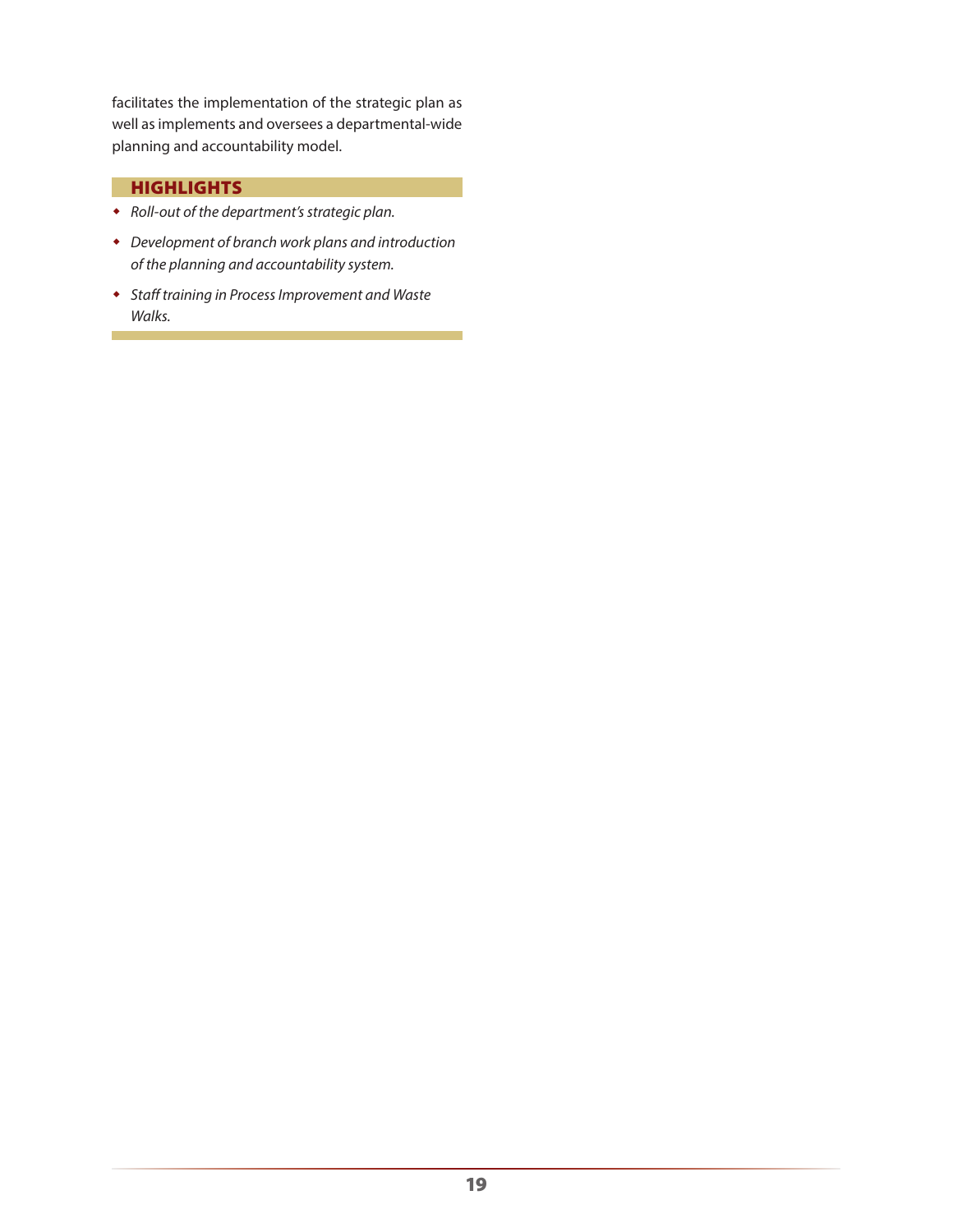facilitates the implementation of the strategic plan as well as implements and oversees a departmental-wide planning and accountability model.

### HIGHLIGHTS

- *Roll-out of the department's strategic plan.*
- *Development of branch work plans and introduction of the planning and accountability system.*
- *Staff training in Process Improvement and Waste Walks.*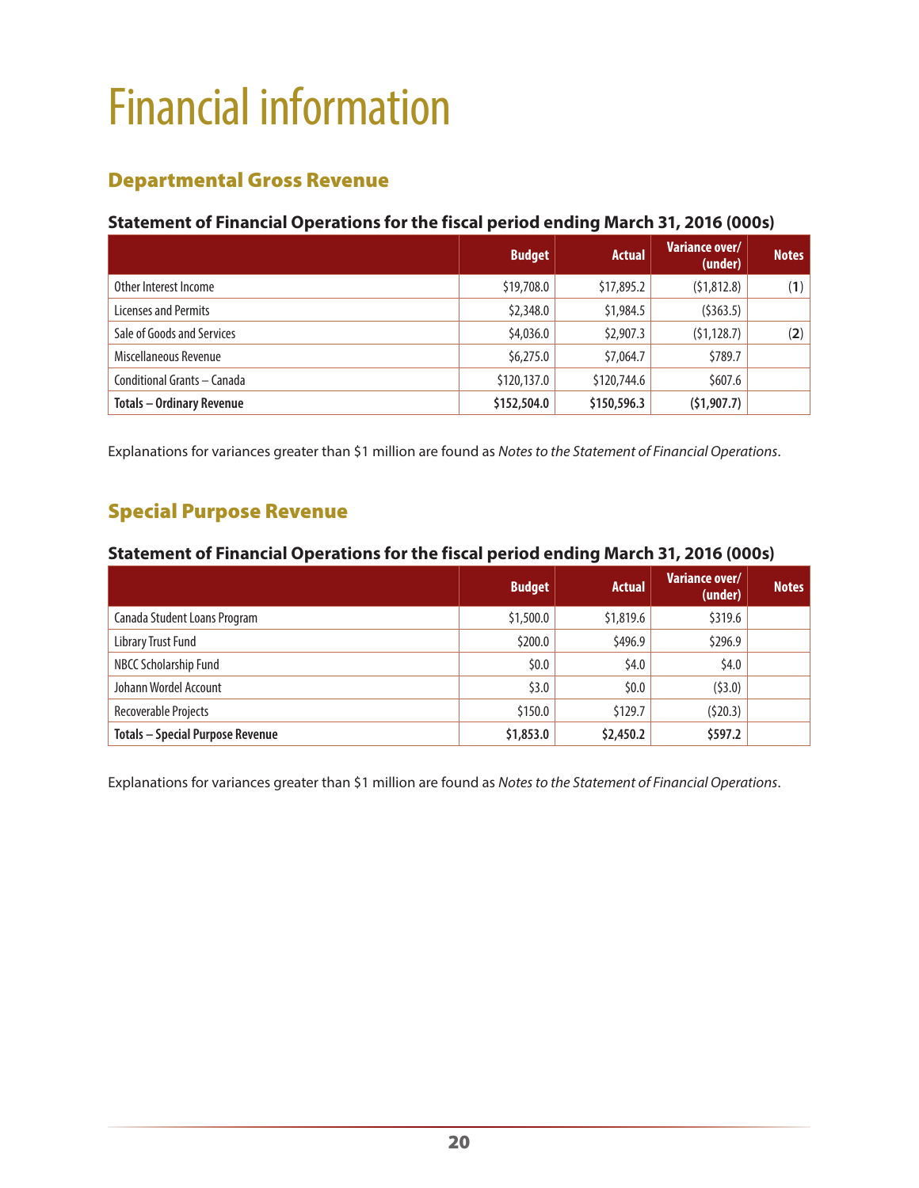# Financial information

## Departmental Gross Revenue

### Statement of Financial Operations for the fiscal period ending March 31, 2016 (000s)

| | Budget | Actual | Variance over/ (under) | Notes |
|---|---|---|---|---|
| Other Interest Income | $19,708.0 | $17,895.2 | ($1,812.8) | (**1**) |
| Licenses and Permits | $2,348.0 | $1,984.5 | ($363.5) | |
| Sale of Goods and Services | $4,036.0 | $2,907.3 | ($1,128.7) | (**2**) |
| Miscellaneous Revenue | $6,275.0 | $7,064.7 | $789.7 | |
| Conditional Grants – Canada | $120,137.0 | $120,744.6 | $607.6 | |
| **Totals – Ordinary Revenue** | **$152,504.0** | **$150,596.3** | **($1,907.7)** | |

Explanations for variances greater than $1 million are found as *Notes to the Statement of Financial Operations*.

## Special Purpose Revenue

### Statement of Financial Operations for the fiscal period ending March 31, 2016 (000s)

| | Budget | Actual | Variance over/ (under) | Notes |
|---|---|---|---|---|
| Canada Student Loans Program | $1,500.0 | $1,819.6 | $319.6 | |
| Library Trust Fund | $200.0 | $496.9 | $296.9 | |
| NBCC Scholarship Fund | $0.0 | $4.0 | $4.0 | |
| Johann Wordel Account | $3.0 | $0.0 | ($3.0) | |
| Recoverable Projects | $150.0 | $129.7 | ($20.3) | |
| **Totals – Special Purpose Revenue** | **$1,853.0** | **$2,450.2** | **$597.2** | |

Explanations for variances greater than $1 million are found as *Notes to the Statement of Financial Operations*.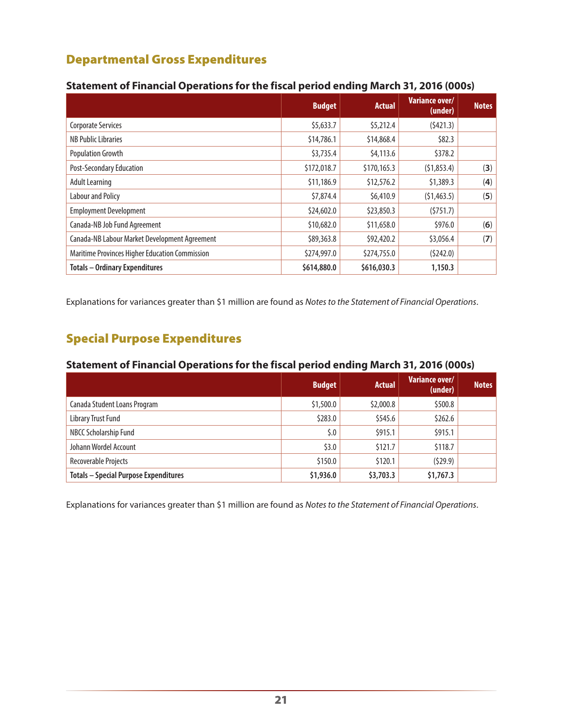## Departmental Gross Expenditures

### Statement of Financial Operations for the fiscal period ending March 31, 2016 (000s)

| | Budget | Actual | Variance over/ (under) | Notes |
|---|---|---|---|---|
| Corporate Services | $5,633.7 | $5,212.4 | ($421.3) | |
| NB Public Libraries | $14,786.1 | $14,868.4 | $82.3 | |
| Population Growth | $3,735.4 | $4,113.6 | $378.2 | |
| Post-Secondary Education | $172,018.7 | $170,165.3 | ($1,853.4) | (**3**) |
| Adult Learning | $11,186.9 | $12,576.2 | $1,389.3 | (**4**) |
| Labour and Policy | $7,874.4 | $6,410.9 | ($1,463.5) | (**5**) |
| Employment Development | $24,602.0 | $23,850.3 | ($751.7) | |
| Canada-NB Job Fund Agreement | $10,682.0 | $11,658.0 | $976.0 | (**6**) |
| Canada-NB Labour Market Development Agreement | $89,363.8 | $92,420.2 | $3,056.4 | (**7**) |
| Maritime Provinces Higher Education Commission | $274,997.0 | $274,755.0 | ($242.0) | |
| **Totals – Ordinary Expenditures** | **$614,880.0** | **$616,030.3** | **1,150.3** | |

Explanations for variances greater than $1 million are found as *Notes to the Statement of Financial Operations*.

## Special Purpose Expenditures

### Statement of Financial Operations for the fiscal period ending March 31, 2016 (000s)

| | Budget | Actual | Variance over/ (under) | Notes |
|---|---|---|---|---|
| Canada Student Loans Program | $1,500.0 | $2,000.8 | $500.8 | |
| Library Trust Fund | $283.0 | $545.6 | $262.6 | |
| NBCC Scholarship Fund | $.0 | $915.1 | $915.1 | |
| Johann Wordel Account | $3.0 | $121.7 | $118.7 | |
| Recoverable Projects | $150.0 | $120.1 | ($29.9) | |
| **Totals – Special Purpose Expenditures** | **$1,936.0** | **$3,703.3** | **$1,767.3** | |

Explanations for variances greater than $1 million are found as *Notes to the Statement of Financial Operations*.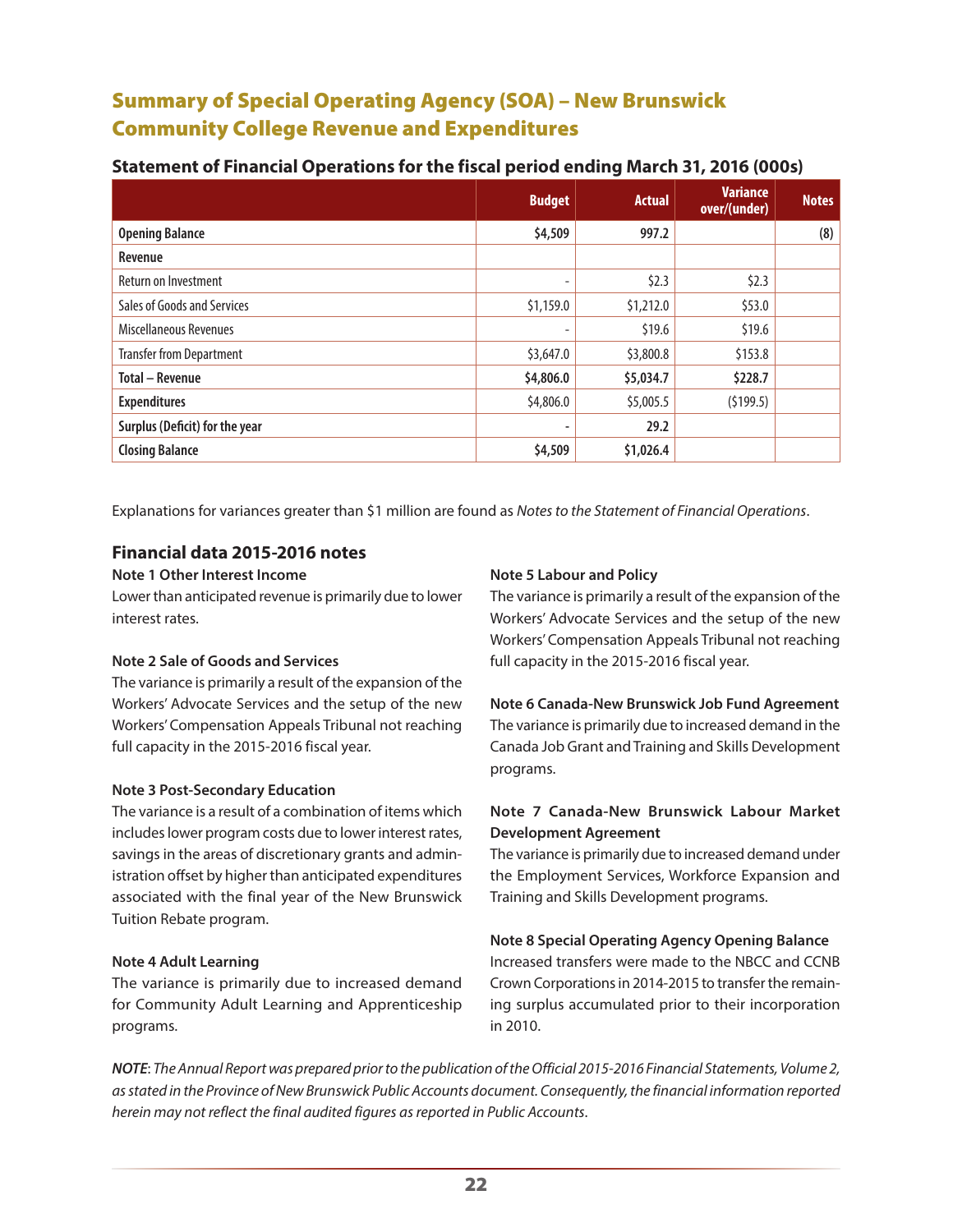## Summary of Special Operating Agency (SOA) – New Brunswick Community College Revenue and Expenditures

### Statement of Financial Operations for the fiscal period ending March 31, 2016 (000s)

| | Budget | Actual | Variance over/(under) | Notes |
|---|---|---|---|---|
| **Opening Balance** | **$4,509** | **997.2** | | **(8)** |
| **Revenue** | | | | |
| Return on Investment | - | $2.3 | $2.3 | |
| Sales of Goods and Services | $1,159.0 | $1,212.0 | $53.0 | |
| Miscellaneous Revenues | - | $19.6 | $19.6 | |
| Transfer from Department | $3,647.0 | $3,800.8 | $153.8 | |
| **Total – Revenue** | **$4,806.0** | **$5,034.7** | **$228.7** | |
| **Expenditures** | $4,806.0 | $5,005.5 | ($199.5) | |
| **Surplus (Deficit) for the year** | - | **29.2** | | |
| **Closing Balance** | **$4,509** | **$1,026.4** | | |

Explanations for variances greater than $1 million are found as *Notes to the Statement of Financial Operations*.

### Financial data 2015-2016 notes

**Note 1 Other Interest Income**
Lower than anticipated revenue is primarily due to lower interest rates.

**Note 2 Sale of Goods and Services**
The variance is primarily a result of the expansion of the Workers' Advocate Services and the setup of the new Workers' Compensation Appeals Tribunal not reaching full capacity in the 2015-2016 fiscal year.

**Note 3 Post-Secondary Education**
The variance is a result of a combination of items which includes lower program costs due to lower interest rates, savings in the areas of discretionary grants and administration offset by higher than anticipated expenditures associated with the final year of the New Brunswick Tuition Rebate program.

**Note 4 Adult Learning**
The variance is primarily due to increased demand for Community Adult Learning and Apprenticeship programs.

**Note 5 Labour and Policy**
The variance is primarily a result of the expansion of the Workers' Advocate Services and the setup of the new Workers' Compensation Appeals Tribunal not reaching full capacity in the 2015-2016 fiscal year.

**Note 6 Canada-New Brunswick Job Fund Agreement**
The variance is primarily due to increased demand in the Canada Job Grant and Training and Skills Development programs.

**Note 7 Canada-New Brunswick Labour Market Development Agreement**
The variance is primarily due to increased demand under the Employment Services, Workforce Expansion and Training and Skills Development programs.

**Note 8 Special Operating Agency Opening Balance**
Increased transfers were made to the NBCC and CCNB Crown Corporations in 2014-2015 to transfer the remaining surplus accumulated prior to their incorporation in 2010.

***NOTE***: *The Annual Report was prepared prior to the publication of the Official 2015-2016 Financial Statements, Volume 2, as stated in the Province of New Brunswick Public Accounts document. Consequently, the financial information reported herein may not reflect the final audited figures as reported in Public Accounts.*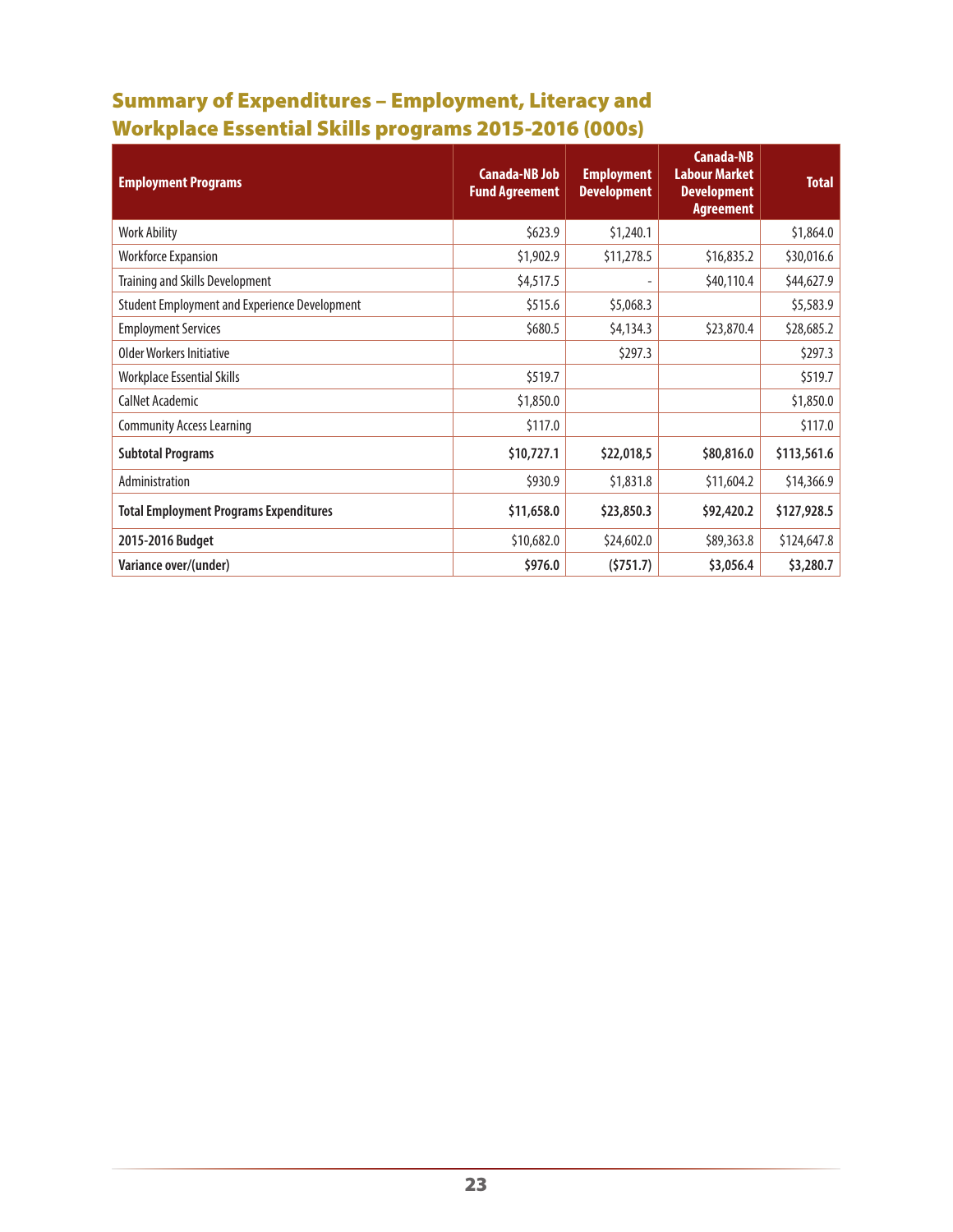## Summary of Expenditures – Employment, Literacy and Workplace Essential Skills programs 2015-2016 (000s)

| **Employment Programs** | **Canada-NB Job Fund Agreement** | **Employment Development** | **Canada-NB Labour Market Development Agreement** | **Total** |
|---|---|---|---|---|
| Work Ability | $623.9 | $1,240.1 | | $1,864.0 |
| Workforce Expansion | $1,902.9 | $11,278.5 | $16,835.2 | $30,016.6 |
| Training and Skills Development | $4,517.5 | - | $40,110.4 | $44,627.9 |
| Student Employment and Experience Development | $515.6 | $5,068.3 | | $5,583.9 |
| Employment Services | $680.5 | $4,134.3 | $23,870.4 | $28,685.2 |
| Older Workers Initiative | | $297.3 | | $297.3 |
| Workplace Essential Skills | $519.7 | | | $519.7 |
| CalNet Academic | $1,850.0 | | | $1,850.0 |
| Community Access Learning | $117.0 | | | $117.0 |
| **Subtotal Programs** | **$10,727.1** | **$22,018,5** | **$80,816.0** | **$113,561.6** |
| Administration | $930.9 | $1,831.8 | $11,604.2 | $14,366.9 |
| **Total Employment Programs Expenditures** | **$11,658.0** | **$23,850.3** | **$92,420.2** | **$127,928.5** |
| **2015-2016 Budget** | $10,682.0 | $24,602.0 | $89,363.8 | $124,647.8 |
| **Variance over/(under)** | **$976.0** | **($751.7)** | **$3,056.4** | **$3,280.7** |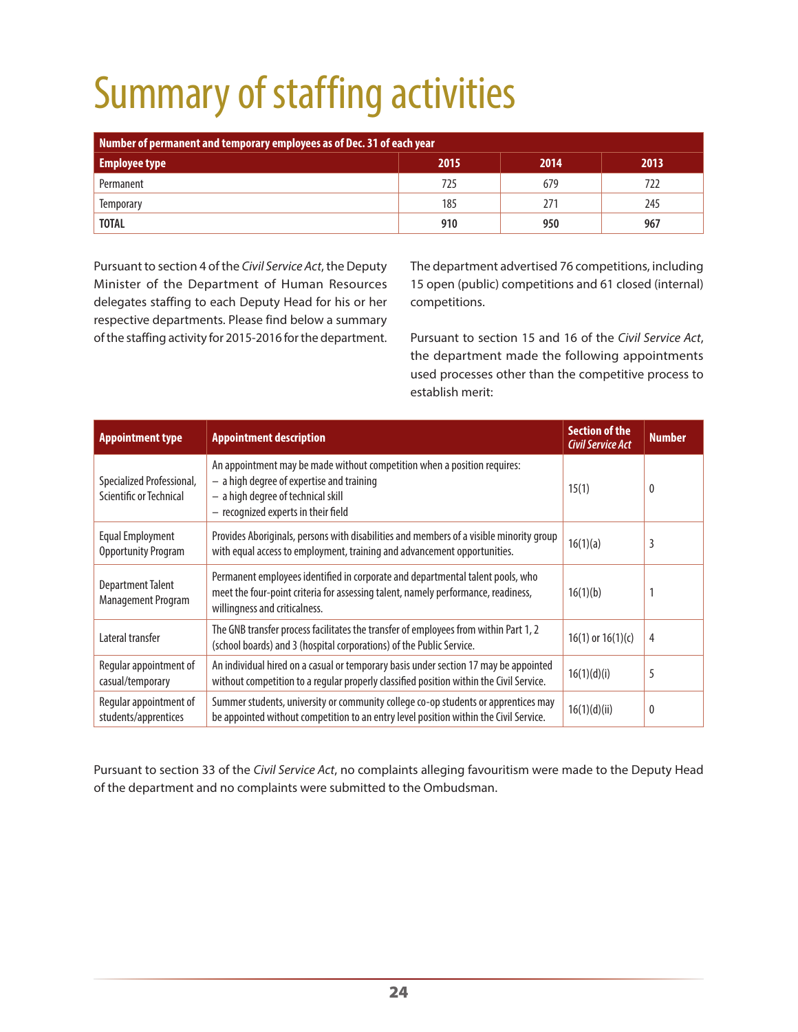# Summary of staffing activities

| Number of permanent and temporary employees as of Dec. 31 of each year | | | |
|---|---|---|---|
| **Employee type** | **2015** | **2014** | **2013** |
| Permanent | 725 | 679 | 722 |
| Temporary | 185 | 271 | 245 |
| **TOTAL** | **910** | **950** | **967** |

Pursuant to section 4 of the *Civil Service Act*, the Deputy Minister of the Department of Human Resources delegates staffing to each Deputy Head for his or her respective departments. Please find below a summary of the staffing activity for 2015-2016 for the department.

The department advertised 76 competitions, including 15 open (public) competitions and 61 closed (internal) competitions.

Pursuant to section 15 and 16 of the *Civil Service Act*, the department made the following appointments used processes other than the competitive process to establish merit:

| Appointment type | Appointment description | Section of the *Civil Service Act* | Number |
|---|---|---|---|
| Specialized Professional, Scientific or Technical | An appointment may be made without competition when a position requires: – a high degree of expertise and training – a high degree of technical skill – recognized experts in their field | 15(1) | 0 |
| Equal Employment Opportunity Program | Provides Aboriginals, persons with disabilities and members of a visible minority group with equal access to employment, training and advancement opportunities. | 16(1)(a) | 3 |
| Department Talent Management Program | Permanent employees identified in corporate and departmental talent pools, who meet the four-point criteria for assessing talent, namely performance, readiness, willingness and criticalness. | 16(1)(b) | 1 |
| Lateral transfer | The GNB transfer process facilitates the transfer of employees from within Part 1, 2 (school boards) and 3 (hospital corporations) of the Public Service. | 16(1) or 16(1)(c) | 4 |
| Regular appointment of casual/temporary | An individual hired on a casual or temporary basis under section 17 may be appointed without competition to a regular properly classified position within the Civil Service. | 16(1)(d)(i) | 5 |
| Regular appointment of students/apprentices | Summer students, university or community college co-op students or apprentices may be appointed without competition to an entry level position within the Civil Service. | 16(1)(d)(ii) | 0 |

Pursuant to section 33 of the *Civil Service Act*, no complaints alleging favouritism were made to the Deputy Head of the department and no complaints were submitted to the Ombudsman.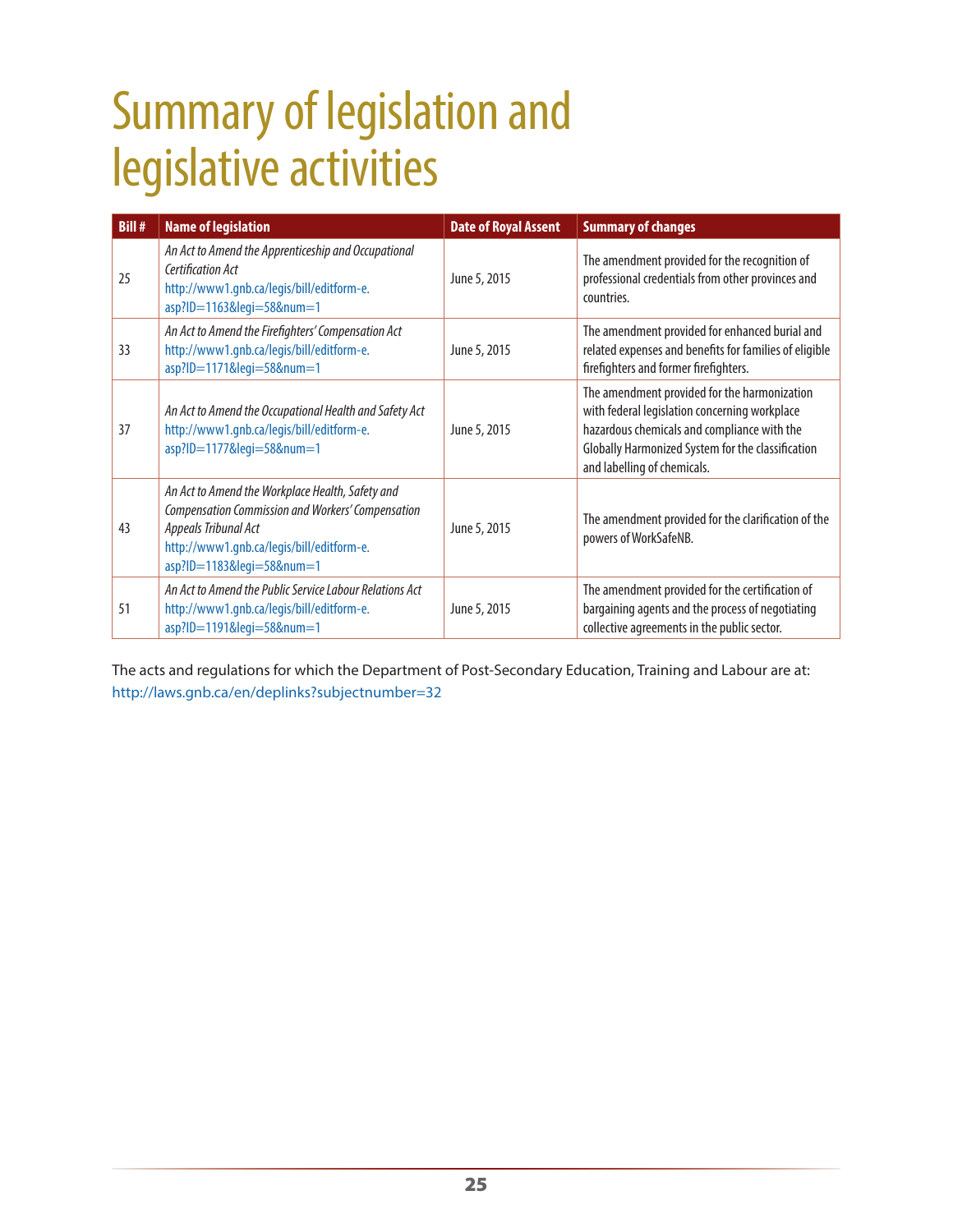# Summary of legislation and legislative activities

| Bill # | Name of legislation | Date of Royal Assent | Summary of changes |
|---|---|---|---|
| 25 | *An Act to Amend the Apprenticeship and Occupational Certification Act* http://www1.gnb.ca/legis/bill/editform-e.asp?ID=1163&legi=58&num=1 | June 5, 2015 | The amendment provided for the recognition of professional credentials from other provinces and countries. |
| 33 | *An Act to Amend the Firefighters' Compensation Act* http://www1.gnb.ca/legis/bill/editform-e.asp?ID=1171&legi=58&num=1 | June 5, 2015 | The amendment provided for enhanced burial and related expenses and benefits for families of eligible firefighters and former firefighters. |
| 37 | *An Act to Amend the Occupational Health and Safety Act* http://www1.gnb.ca/legis/bill/editform-e.asp?ID=1177&legi=58&num=1 | June 5, 2015 | The amendment provided for the harmonization with federal legislation concerning workplace hazardous chemicals and compliance with the Globally Harmonized System for the classification and labelling of chemicals. |
| 43 | *An Act to Amend the Workplace Health, Safety and Compensation Commission and Workers' Compensation Appeals Tribunal Act* http://www1.gnb.ca/legis/bill/editform-e.asp?ID=1183&legi=58&num=1 | June 5, 2015 | The amendment provided for the clarification of the powers of WorkSafeNB. |
| 51 | *An Act to Amend the Public Service Labour Relations Act* http://www1.gnb.ca/legis/bill/editform-e.asp?ID=1191&legi=58&num=1 | June 5, 2015 | The amendment provided for the certification of bargaining agents and the process of negotiating collective agreements in the public sector. |

The acts and regulations for which the Department of Post-Secondary Education, Training and Labour are at: http://laws.gnb.ca/en/deplinks?subjectnumber=32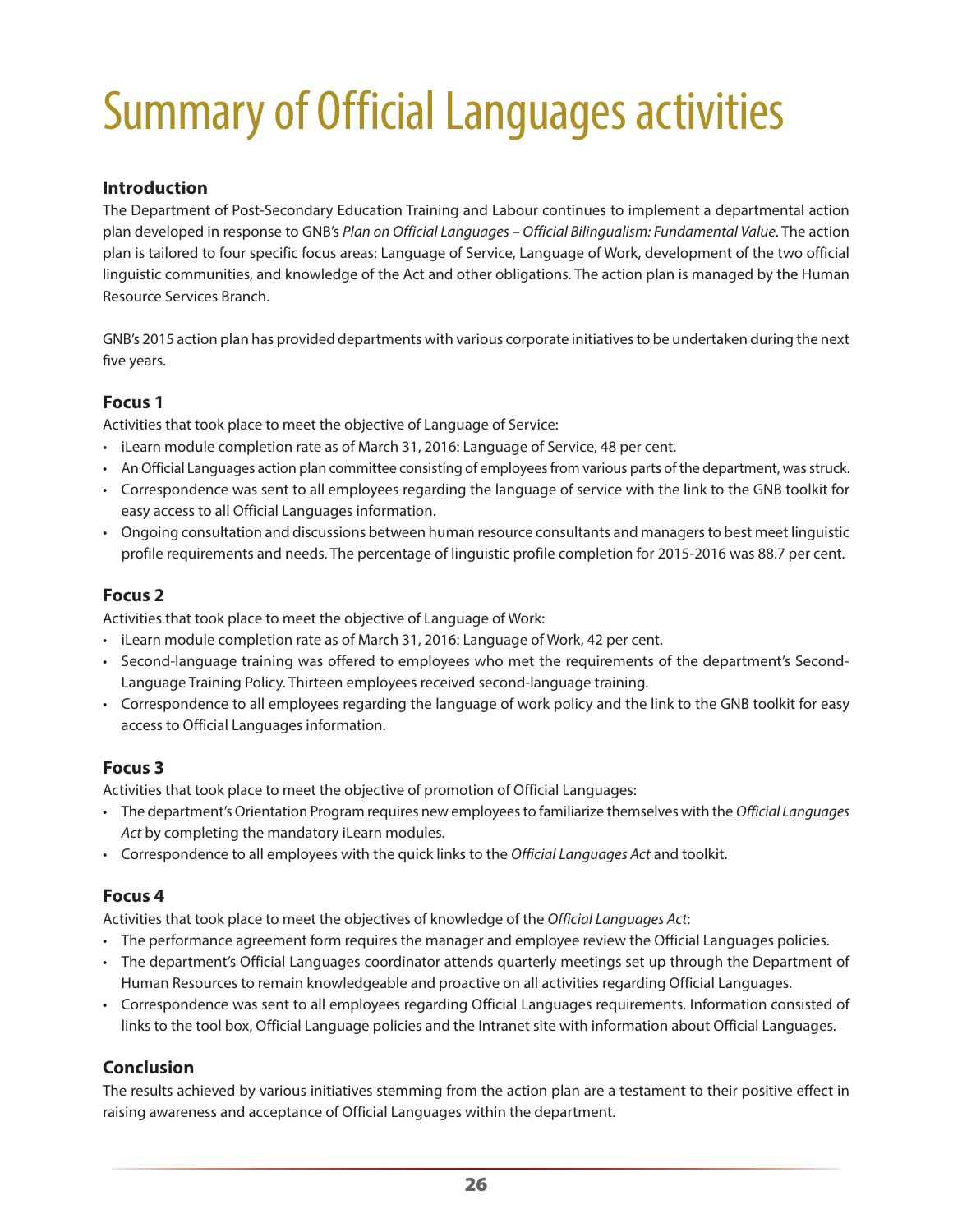# Summary of Official Languages activities

## Introduction

The Department of Post-Secondary Education Training and Labour continues to implement a departmental action plan developed in response to GNB's *Plan on Official Languages – Official Bilingualism: Fundamental Value*. The action plan is tailored to four specific focus areas: Language of Service, Language of Work, development of the two official linguistic communities, and knowledge of the Act and other obligations. The action plan is managed by the Human Resource Services Branch.

GNB's 2015 action plan has provided departments with various corporate initiatives to be undertaken during the next five years.

## Focus 1

Activities that took place to meet the objective of Language of Service:

- iLearn module completion rate as of March 31, 2016: Language of Service, 48 per cent.
- An Official Languages action plan committee consisting of employees from various parts of the department, was struck.
- Correspondence was sent to all employees regarding the language of service with the link to the GNB toolkit for easy access to all Official Languages information.
- Ongoing consultation and discussions between human resource consultants and managers to best meet linguistic profile requirements and needs. The percentage of linguistic profile completion for 2015-2016 was 88.7 per cent.

## Focus 2

Activities that took place to meet the objective of Language of Work:

- iLearn module completion rate as of March 31, 2016: Language of Work, 42 per cent.
- Second-language training was offered to employees who met the requirements of the department's Second-Language Training Policy. Thirteen employees received second-language training.
- Correspondence to all employees regarding the language of work policy and the link to the GNB toolkit for easy access to Official Languages information.

## Focus 3

Activities that took place to meet the objective of promotion of Official Languages:

- The department's Orientation Program requires new employees to familiarize themselves with the *Official Languages Act* by completing the mandatory iLearn modules.
- Correspondence to all employees with the quick links to the *Official Languages Act* and toolkit.

## Focus 4

Activities that took place to meet the objectives of knowledge of the *Official Languages Act*:

- The performance agreement form requires the manager and employee review the Official Languages policies.
- The department's Official Languages coordinator attends quarterly meetings set up through the Department of Human Resources to remain knowledgeable and proactive on all activities regarding Official Languages.
- Correspondence was sent to all employees regarding Official Languages requirements. Information consisted of links to the tool box, Official Language policies and the Intranet site with information about Official Languages.

## Conclusion

The results achieved by various initiatives stemming from the action plan are a testament to their positive effect in raising awareness and acceptance of Official Languages within the department.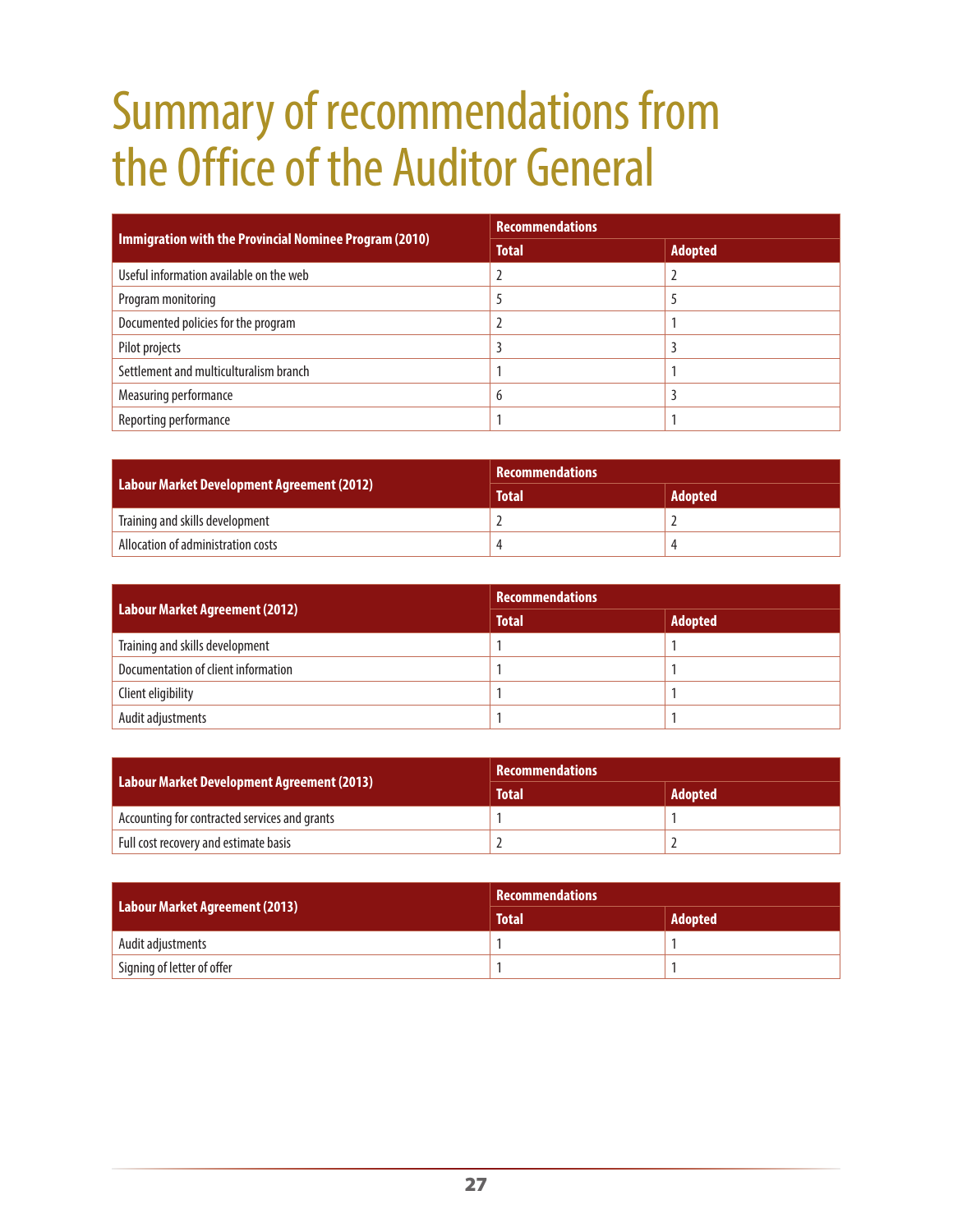# Summary of recommendations from the Office of the Auditor General

| Immigration with the Provincial Nominee Program (2010) | Recommendations | |
|---|---|---|
| | Total | Adopted |
| Useful information available on the web | 2 | 2 |
| Program monitoring | 5 | 5 |
| Documented policies for the program | 2 | 1 |
| Pilot projects | 3 | 3 |
| Settlement and multiculturalism branch | 1 | 1 |
| Measuring performance | 6 | 3 |
| Reporting performance | 1 | 1 |

| Labour Market Development Agreement (2012) | Recommendations | |
|---|---|---|
| | Total | Adopted |
| Training and skills development | 2 | 2 |
| Allocation of administration costs | 4 | 4 |

| Labour Market Agreement (2012) | Recommendations | |
|---|---|---|
| | Total | Adopted |
| Training and skills development | 1 | 1 |
| Documentation of client information | 1 | 1 |
| Client eligibility | 1 | 1 |
| Audit adjustments | 1 | 1 |

| Labour Market Development Agreement (2013) | Recommendations | |
|---|---|---|
| | Total | Adopted |
| Accounting for contracted services and grants | 1 | 1 |
| Full cost recovery and estimate basis | 2 | 2 |

| Labour Market Agreement (2013) | Recommendations | |
|---|---|---|
| | Total | Adopted |
| Audit adjustments | 1 | 1 |
| Signing of letter of offer | 1 | 1 |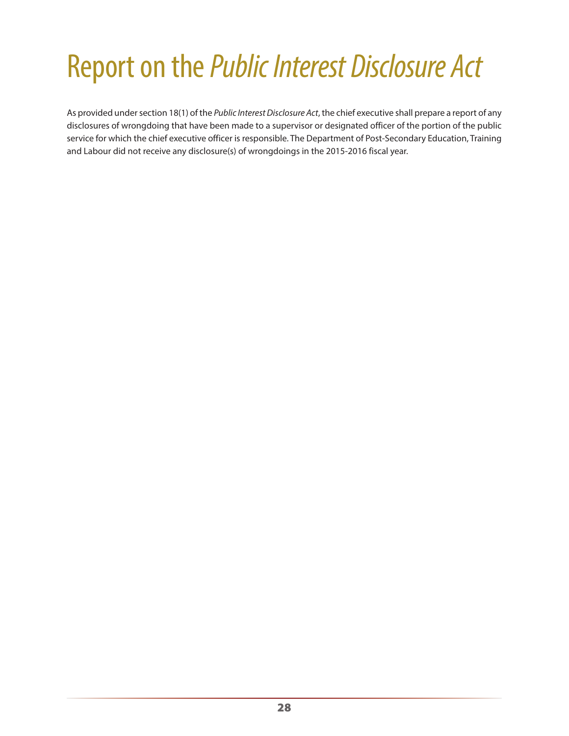# Report on the *Public Interest Disclosure Act*

As provided under section 18(1) of the *Public Interest Disclosure Act*, the chief executive shall prepare a report of any disclosures of wrongdoing that have been made to a supervisor or designated officer of the portion of the public service for which the chief executive officer is responsible. The Department of Post-Secondary Education, Training and Labour did not receive any disclosure(s) of wrongdoings in the 2015-2016 fiscal year.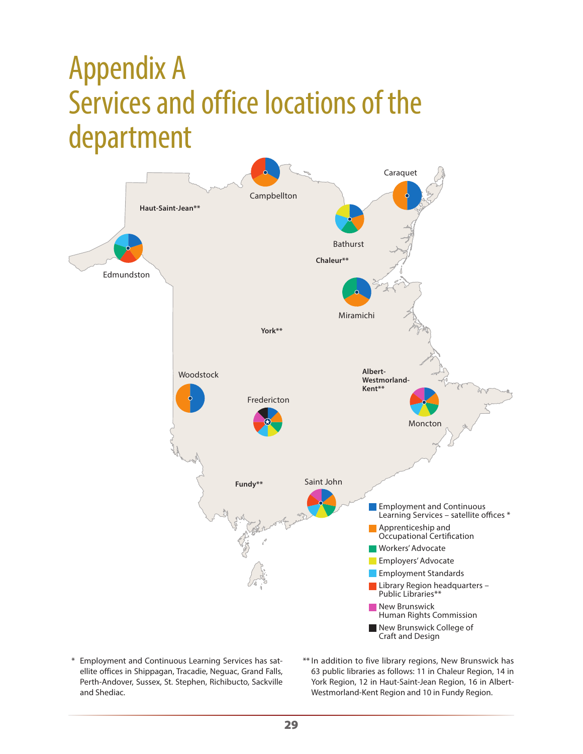# Appendix A
# Services and office locations of the department

Campbellton

Caraquet

Haut-Saint-Jean**

Bathurst

Edmundston

Chaleur**

Miramichi

York**

Woodstock

Albert-Westmorland-Kent**

Fredericton

Moncton

Fundy**

Saint John

Employment and Continuous Learning Services – satellite offices *

Apprenticeship and Occupational Certification

Workers' Advocate

Employers' Advocate

Employment Standards

Library Region headquarters – Public Libraries**

New Brunswick Human Rights Commission

New Brunswick College of Craft and Design

\* Employment and Continuous Learning Services has satellite offices in Shippagan, Tracadie, Neguac, Grand Falls, Perth-Andover, Sussex, St. Stephen, Richibucto, Sackville and Shediac.

** In addition to five library regions, New Brunswick has 63 public libraries as follows: 11 in Chaleur Region, 14 in York Region, 12 in Haut-Saint-Jean Region, 16 in Albert-Westmorland-Kent Region and 10 in Fundy Region.